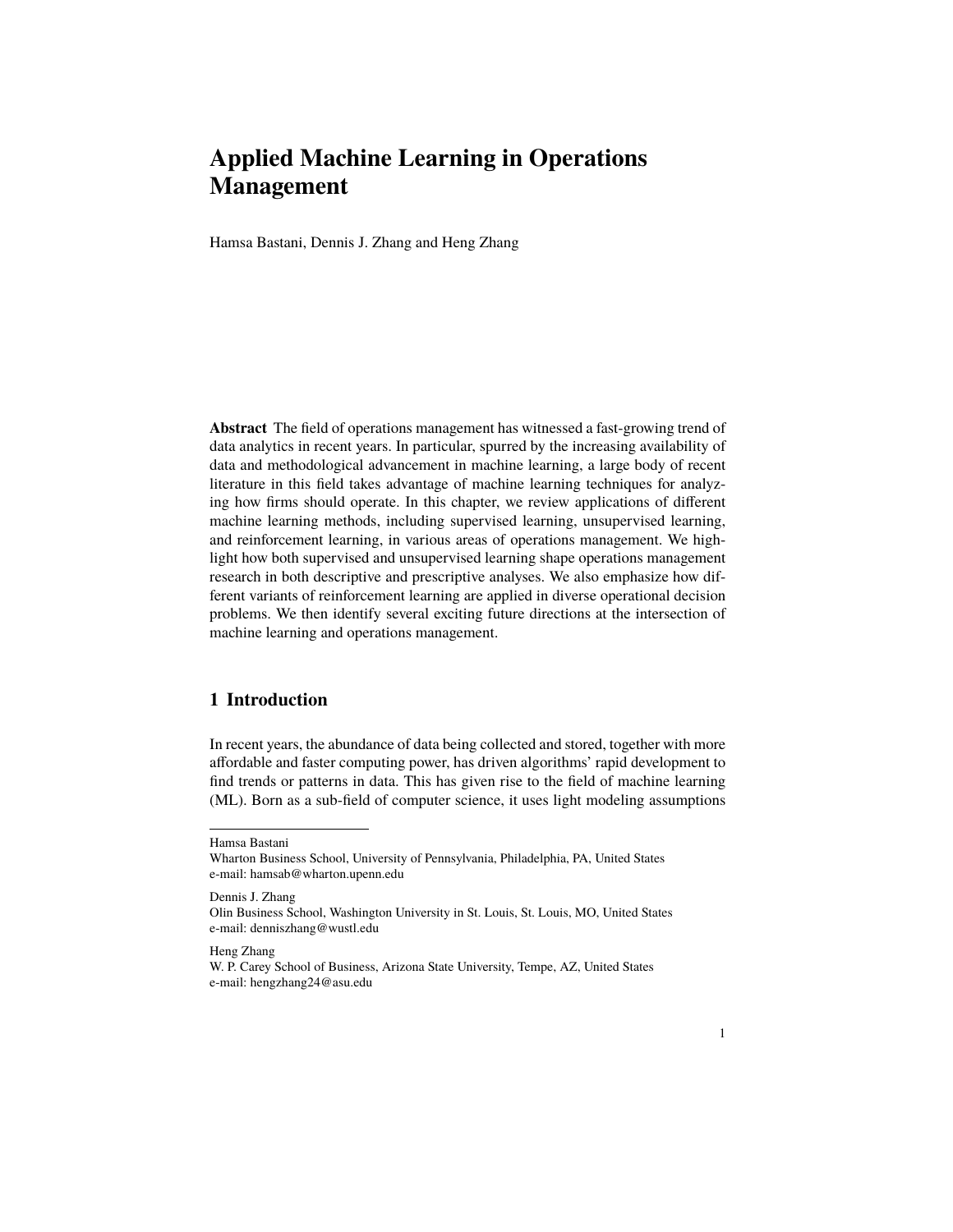# Applied Machine Learning in Operations Management

Hamsa Bastani, Dennis J. Zhang and Heng Zhang

**Abstract** The field of operations management has witnessed a fast-growing trend of data analytics in recent years. In particular, spurred by the increasing availability of data and methodological advancement in machine learning, a large body of recent literature in this field takes advantage of machine learning techniques for analyzing how firms should operate. In this chapter, we review applications of different machine learning methods, including supervised learning, unsupervised learning, and reinforcement learning, in various areas of operations management. We highlight how both supervised and unsupervised learning shape operations management research in both descriptive and prescriptive analyses. We also emphasize how different variants of reinforcement learning are applied in diverse operational decision problems. We then identify several exciting future directions at the intersection of machine learning and operations management.

## 1 Introduction

In recent years, the abundance of data being collected and stored, together with more affordable and faster computing power, has driven algorithms' rapid development to find trends or patterns in data. This has given rise to the field of machine learning (ML). Born as a sub-field of computer science, it uses light modeling assumptions

---

Hamsa Bastani
Wharton Business School, University of Pennsylvania, Philadelphia, PA, United States
e-mail: hamsab@wharton.upenn.edu

Dennis J. Zhang
Olin Business School, Washington University in St. Louis, St. Louis, MO, United States
e-mail: denniszhang@wustl.edu

Heng Zhang
W. P. Carey School of Business, Arizona State University, Tempe, AZ, United States
e-mail: hengzhang24@asu.edu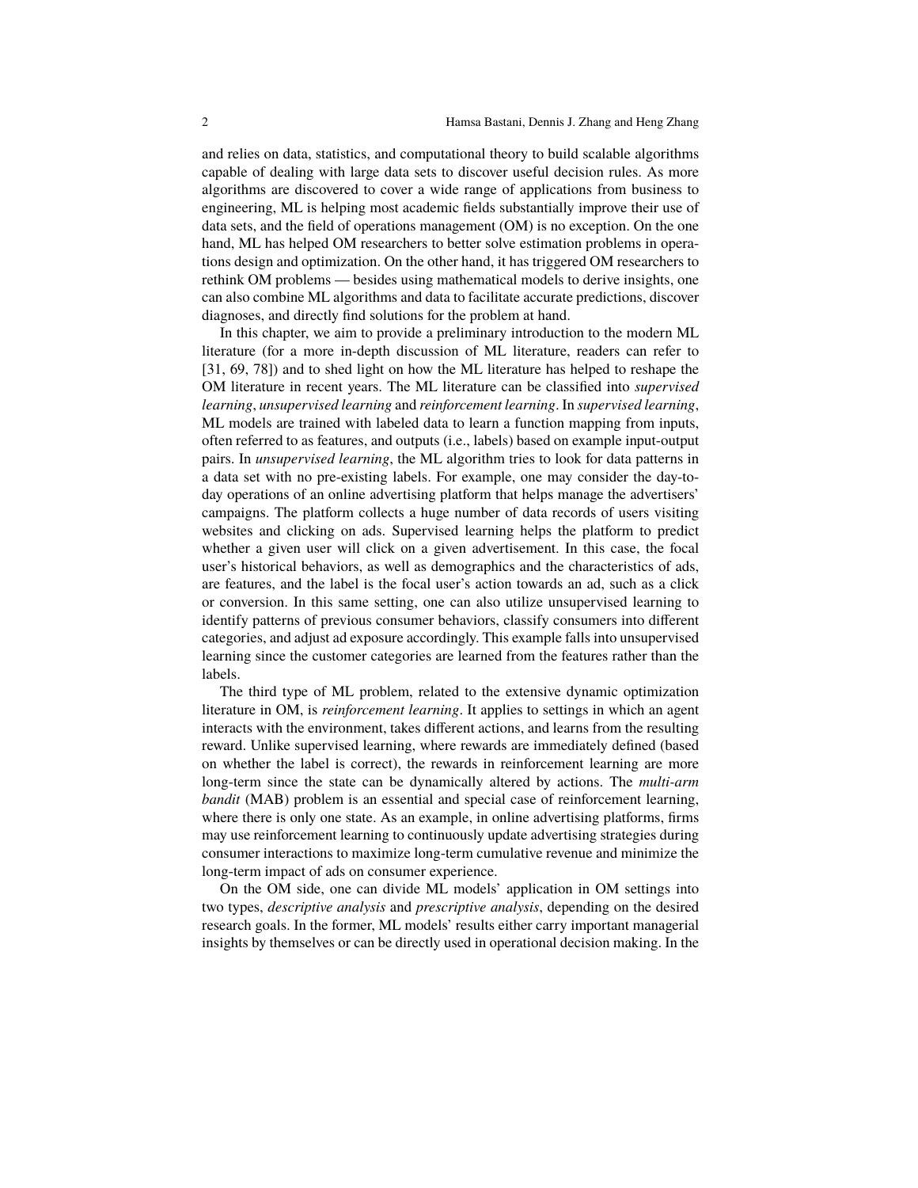and relies on data, statistics, and computational theory to build scalable algorithms capable of dealing with large data sets to discover useful decision rules. As more algorithms are discovered to cover a wide range of applications from business to engineering, ML is helping most academic fields substantially improve their use of data sets, and the field of operations management (OM) is no exception. On the one hand, ML has helped OM researchers to better solve estimation problems in operations design and optimization. On the other hand, it has triggered OM researchers to rethink OM problems — besides using mathematical models to derive insights, one can also combine ML algorithms and data to facilitate accurate predictions, discover diagnoses, and directly find solutions for the problem at hand.

In this chapter, we aim to provide a preliminary introduction to the modern ML literature (for a more in-depth discussion of ML literature, readers can refer to [31, 69, 78]) and to shed light on how the ML literature has helped to reshape the OM literature in recent years. The ML literature can be classified into *supervised learning*, *unsupervised learning* and *reinforcement learning*. In *supervised learning*, ML models are trained with labeled data to learn a function mapping from inputs, often referred to as features, and outputs (i.e., labels) based on example input-output pairs. In *unsupervised learning*, the ML algorithm tries to look for data patterns in a data set with no pre-existing labels. For example, one may consider the day-to-day operations of an online advertising platform that helps manage the advertisers' campaigns. The platform collects a huge number of data records of users visiting websites and clicking on ads. Supervised learning helps the platform to predict whether a given user will click on a given advertisement. In this case, the focal user's historical behaviors, as well as demographics and the characteristics of ads, are features, and the label is the focal user's action towards an ad, such as a click or conversion. In this same setting, one can also utilize unsupervised learning to identify patterns of previous consumer behaviors, classify consumers into different categories, and adjust ad exposure accordingly. This example falls into unsupervised learning since the customer categories are learned from the features rather than the labels.

The third type of ML problem, related to the extensive dynamic optimization literature in OM, is *reinforcement learning*. It applies to settings in which an agent interacts with the environment, takes different actions, and learns from the resulting reward. Unlike supervised learning, where rewards are immediately defined (based on whether the label is correct), the rewards in reinforcement learning are more long-term since the state can be dynamically altered by actions. The *multi-arm bandit* (MAB) problem is an essential and special case of reinforcement learning, where there is only one state. As an example, in online advertising platforms, firms may use reinforcement learning to continuously update advertising strategies during consumer interactions to maximize long-term cumulative revenue and minimize the long-term impact of ads on consumer experience.

On the OM side, one can divide ML models' application in OM settings into two types, *descriptive analysis* and *prescriptive analysis*, depending on the desired research goals. In the former, ML models' results either carry important managerial insights by themselves or can be directly used in operational decision making. In the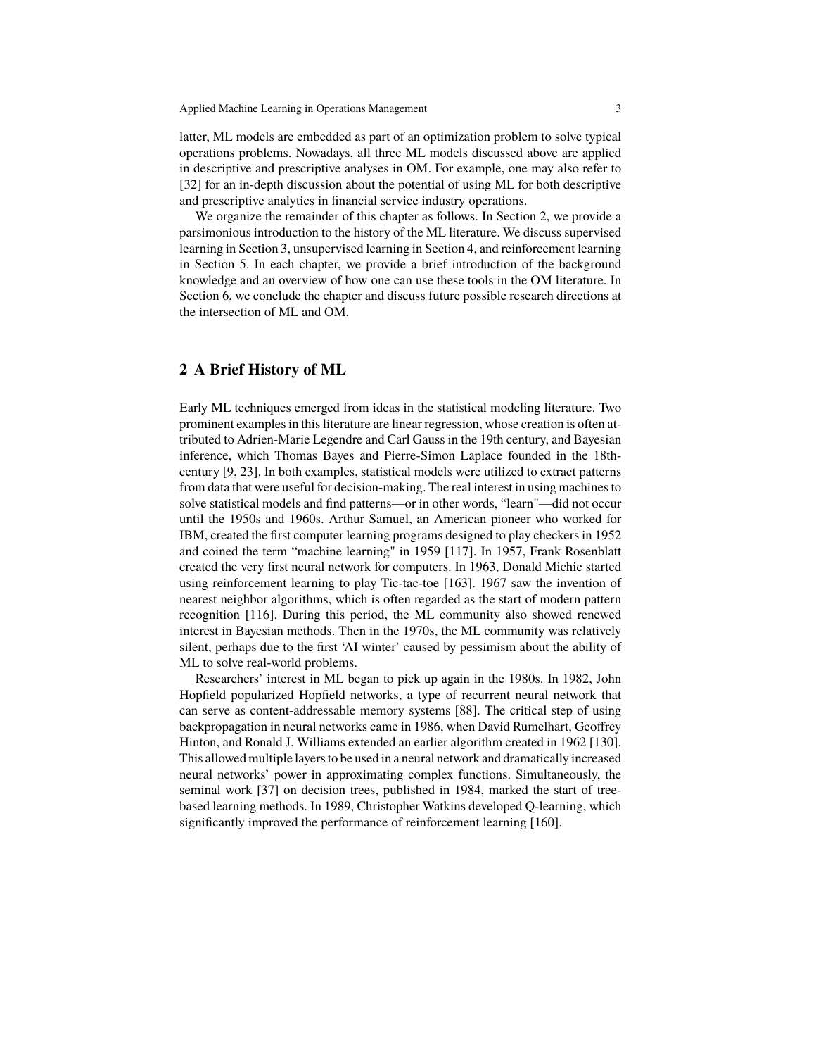latter, ML models are embedded as part of an optimization problem to solve typical operations problems. Nowadays, all three ML models discussed above are applied in descriptive and prescriptive analyses in OM. For example, one may also refer to [32] for an in-depth discussion about the potential of using ML for both descriptive and prescriptive analytics in financial service industry operations.

We organize the remainder of this chapter as follows. In Section 2, we provide a parsimonious introduction to the history of the ML literature. We discuss supervised learning in Section 3, unsupervised learning in Section 4, and reinforcement learning in Section 5. In each chapter, we provide a brief introduction of the background knowledge and an overview of how one can use these tools in the OM literature. In Section 6, we conclude the chapter and discuss future possible research directions at the intersection of ML and OM.

## 2 A Brief History of ML

Early ML techniques emerged from ideas in the statistical modeling literature. Two prominent examples in this literature are linear regression, whose creation is often attributed to Adrien-Marie Legendre and Carl Gauss in the 19th century, and Bayesian inference, which Thomas Bayes and Pierre-Simon Laplace founded in the 18th-century [9, 23]. In both examples, statistical models were utilized to extract patterns from data that were useful for decision-making. The real interest in using machines to solve statistical models and find patterns—or in other words, "learn"—did not occur until the 1950s and 1960s. Arthur Samuel, an American pioneer who worked for IBM, created the first computer learning programs designed to play checkers in 1952 and coined the term "machine learning" in 1959 [117]. In 1957, Frank Rosenblatt created the very first neural network for computers. In 1963, Donald Michie started using reinforcement learning to play Tic-tac-toe [163]. 1967 saw the invention of nearest neighbor algorithms, which is often regarded as the start of modern pattern recognition [116]. During this period, the ML community also showed renewed interest in Bayesian methods. Then in the 1970s, the ML community was relatively silent, perhaps due to the first 'AI winter' caused by pessimism about the ability of ML to solve real-world problems.

Researchers' interest in ML began to pick up again in the 1980s. In 1982, John Hopfield popularized Hopfield networks, a type of recurrent neural network that can serve as content-addressable memory systems [88]. The critical step of using backpropagation in neural networks came in 1986, when David Rumelhart, Geoffrey Hinton, and Ronald J. Williams extended an earlier algorithm created in 1962 [130]. This allowed multiple layers to be used in a neural network and dramatically increased neural networks' power in approximating complex functions. Simultaneously, the seminal work [37] on decision trees, published in 1984, marked the start of tree-based learning methods. In 1989, Christopher Watkins developed Q-learning, which significantly improved the performance of reinforcement learning [160].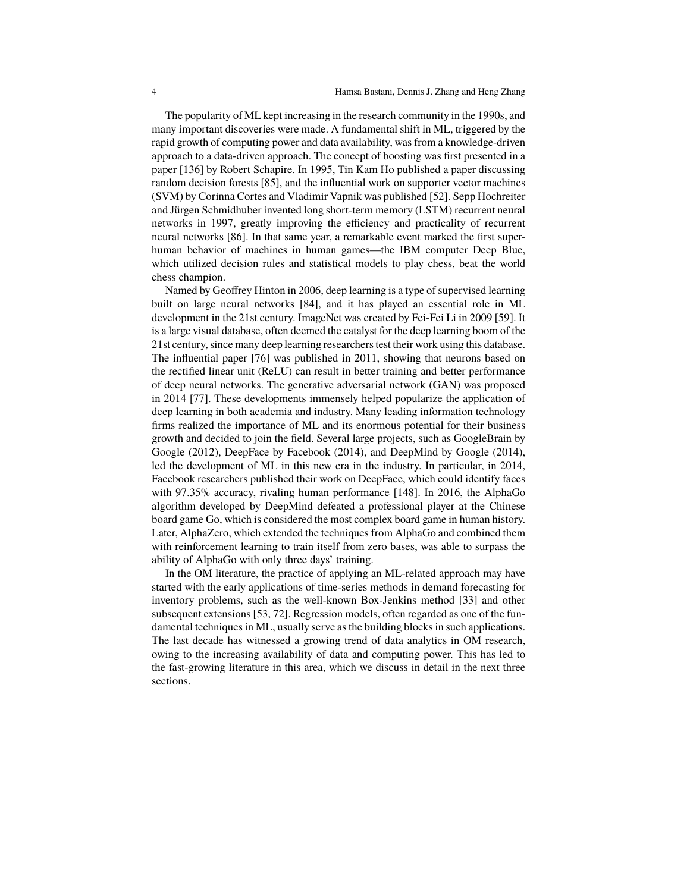The popularity of ML kept increasing in the research community in the 1990s, and many important discoveries were made. A fundamental shift in ML, triggered by the rapid growth of computing power and data availability, was from a knowledge-driven approach to a data-driven approach. The concept of boosting was first presented in a paper [136] by Robert Schapire. In 1995, Tin Kam Ho published a paper discussing random decision forests [85], and the influential work on supporter vector machines (SVM) by Corinna Cortes and Vladimir Vapnik was published [52]. Sepp Hochreiter and Jürgen Schmidhuber invented long short-term memory (LSTM) recurrent neural networks in 1997, greatly improving the efficiency and practicality of recurrent neural networks [86]. In that same year, a remarkable event marked the first superhuman behavior of machines in human games—the IBM computer Deep Blue, which utilized decision rules and statistical models to play chess, beat the world chess champion.

Named by Geoffrey Hinton in 2006, deep learning is a type of supervised learning built on large neural networks [84], and it has played an essential role in ML development in the 21st century. ImageNet was created by Fei-Fei Li in 2009 [59]. It is a large visual database, often deemed the catalyst for the deep learning boom of the 21st century, since many deep learning researchers test their work using this database. The influential paper [76] was published in 2011, showing that neurons based on the rectified linear unit (ReLU) can result in better training and better performance of deep neural networks. The generative adversarial network (GAN) was proposed in 2014 [77]. These developments immensely helped popularize the application of deep learning in both academia and industry. Many leading information technology firms realized the importance of ML and its enormous potential for their business growth and decided to join the field. Several large projects, such as GoogleBrain by Google (2012), DeepFace by Facebook (2014), and DeepMind by Google (2014), led the development of ML in this new era in the industry. In particular, in 2014, Facebook researchers published their work on DeepFace, which could identify faces with 97.35% accuracy, rivaling human performance [148]. In 2016, the AlphaGo algorithm developed by DeepMind defeated a professional player at the Chinese board game Go, which is considered the most complex board game in human history. Later, AlphaZero, which extended the techniques from AlphaGo and combined them with reinforcement learning to train itself from zero bases, was able to surpass the ability of AlphaGo with only three days' training.

In the OM literature, the practice of applying an ML-related approach may have started with the early applications of time-series methods in demand forecasting for inventory problems, such as the well-known Box-Jenkins method [33] and other subsequent extensions [53, 72]. Regression models, often regarded as one of the fundamental techniques in ML, usually serve as the building blocks in such applications. The last decade has witnessed a growing trend of data analytics in OM research, owing to the increasing availability of data and computing power. This has led to the fast-growing literature in this area, which we discuss in detail in the next three sections.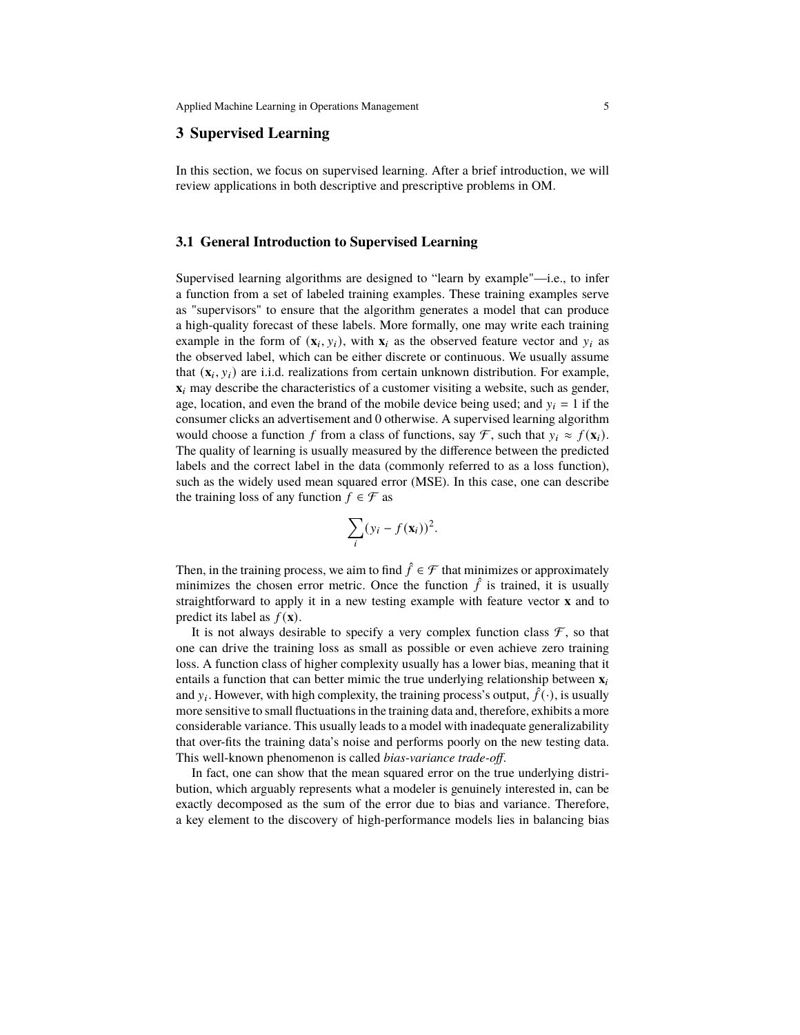## 3 Supervised Learning

In this section, we focus on supervised learning. After a brief introduction, we will review applications in both descriptive and prescriptive problems in OM.

### 3.1 General Introduction to Supervised Learning

Supervised learning algorithms are designed to “learn by example"—i.e., to infer a function from a set of labeled training examples. These training examples serve as "supervisors" to ensure that the algorithm generates a model that can produce a high-quality forecast of these labels. More formally, one may write each training example in the form of $(\mathbf{x}_i, y_i)$, with $\mathbf{x}_i$ as the observed feature vector and $y_i$ as the observed label, which can be either discrete or continuous. We usually assume that $(\mathbf{x}_i, y_i)$ are i.i.d. realizations from certain unknown distribution. For example, $\mathbf{x}_i$ may describe the characteristics of a customer visiting a website, such as gender, age, location, and even the brand of the mobile device being used; and $y_i = 1$ if the consumer clicks an advertisement and 0 otherwise. A supervised learning algorithm would choose a function $f$ from a class of functions, say $\mathcal{F}$, such that $y_i \approx f(\mathbf{x}_i)$. The quality of learning is usually measured by the difference between the predicted labels and the correct label in the data (commonly referred to as a loss function), such as the widely used mean squared error (MSE). In this case, one can describe the training loss of any function $f \in \mathcal{F}$ as

$$\sum_i (y_i - f(\mathbf{x}_i))^2.$$

Then, in the training process, we aim to find $\hat{f} \in \mathcal{F}$ that minimizes or approximately minimizes the chosen error metric. Once the function $\hat{f}$ is trained, it is usually straightforward to apply it in a new testing example with feature vector $\mathbf{x}$ and to predict its label as $f(\mathbf{x})$.

It is not always desirable to specify a very complex function class $\mathcal{F}$, so that one can drive the training loss as small as possible or even achieve zero training loss. A function class of higher complexity usually has a lower bias, meaning that it entails a function that can better mimic the true underlying relationship between $\mathbf{x}_i$ and $y_i$. However, with high complexity, the training process's output, $\hat{f}(\cdot)$, is usually more sensitive to small fluctuations in the training data and, therefore, exhibits a more considerable variance. This usually leads to a model with inadequate generalizability that over-fits the training data's noise and performs poorly on the new testing data. This well-known phenomenon is called *bias-variance trade-off*.

In fact, one can show that the mean squared error on the true underlying distribution, which arguably represents what a modeler is genuinely interested in, can be exactly decomposed as the sum of the error due to bias and variance. Therefore, a key element to the discovery of high-performance models lies in balancing bias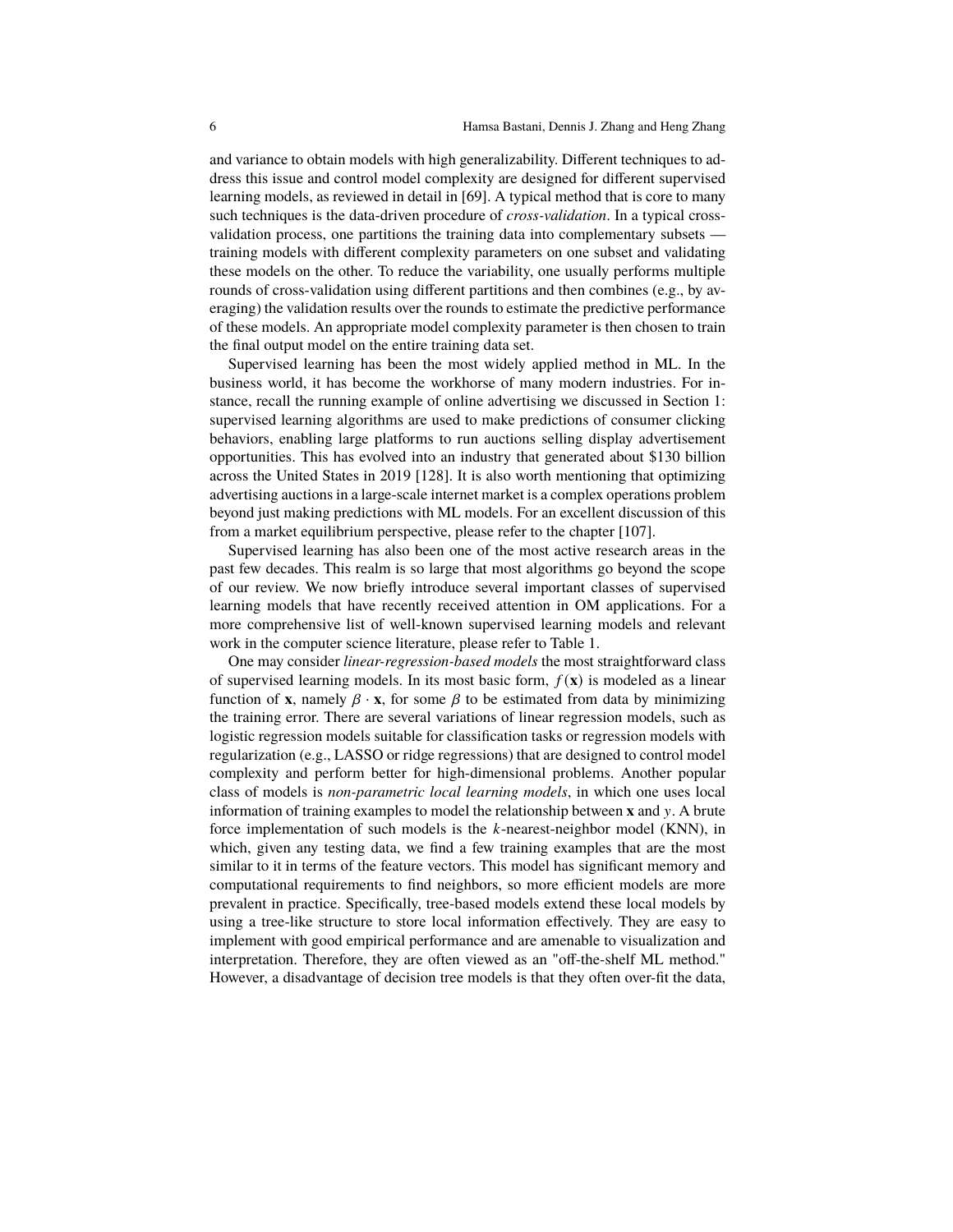and variance to obtain models with high generalizability. Different techniques to address this issue and control model complexity are designed for different supervised learning models, as reviewed in detail in [69]. A typical method that is core to many such techniques is the data-driven procedure of *cross-validation*. In a typical cross-validation process, one partitions the training data into complementary subsets — training models with different complexity parameters on one subset and validating these models on the other. To reduce the variability, one usually performs multiple rounds of cross-validation using different partitions and then combines (e.g., by averaging) the validation results over the rounds to estimate the predictive performance of these models. An appropriate model complexity parameter is then chosen to train the final output model on the entire training data set.

Supervised learning has been the most widely applied method in ML. In the business world, it has become the workhorse of many modern industries. For instance, recall the running example of online advertising we discussed in Section 1: supervised learning algorithms are used to make predictions of consumer clicking behaviors, enabling large platforms to run auctions selling display advertisement opportunities. This has evolved into an industry that generated about $130 billion across the United States in 2019 [128]. It is also worth mentioning that optimizing advertising auctions in a large-scale internet market is a complex operations problem beyond just making predictions with ML models. For an excellent discussion of this from a market equilibrium perspective, please refer to the chapter [107].

Supervised learning has also been one of the most active research areas in the past few decades. This realm is so large that most algorithms go beyond the scope of our review. We now briefly introduce several important classes of supervised learning models that have recently received attention in OM applications. For a more comprehensive list of well-known supervised learning models and relevant work in the computer science literature, please refer to Table 1.

One may consider *linear-regression-based models* the most straightforward class of supervised learning models. In its most basic form, $f(\mathbf{x})$ is modeled as a linear function of $\mathbf{x}$, namely $\beta \cdot \mathbf{x}$, for some $\beta$ to be estimated from data by minimizing the training error. There are several variations of linear regression models, such as logistic regression models suitable for classification tasks or regression models with regularization (e.g., LASSO or ridge regressions) that are designed to control model complexity and perform better for high-dimensional problems. Another popular class of models is *non-parametric local learning models*, in which one uses local information of training examples to model the relationship between $\mathbf{x}$ and $y$. A brute force implementation of such models is the $k$-nearest-neighbor model (KNN), in which, given any testing data, we find a few training examples that are the most similar to it in terms of the feature vectors. This model has significant memory and computational requirements to find neighbors, so more efficient models are more prevalent in practice. Specifically, tree-based models extend these local models by using a tree-like structure to store local information effectively. They are easy to implement with good empirical performance and are amenable to visualization and interpretation. Therefore, they are often viewed as an "off-the-shelf ML method." However, a disadvantage of decision tree models is that they often over-fit the data,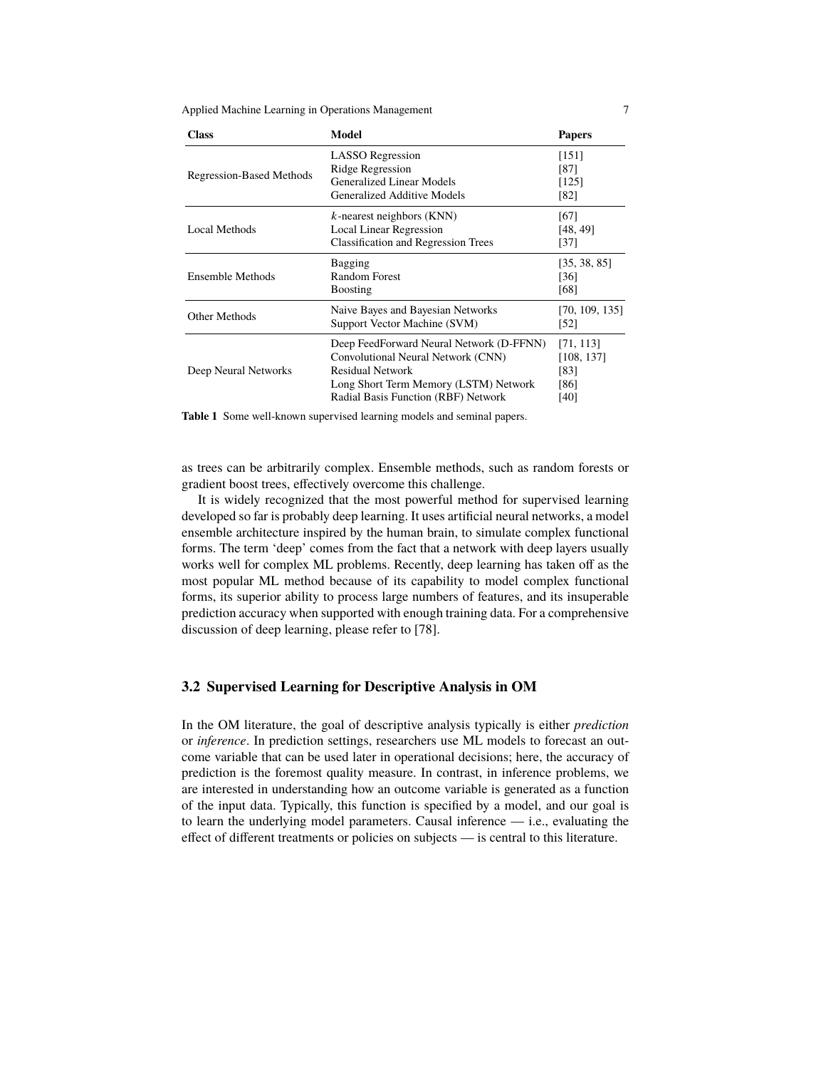| Class | Model | Papers |
| --- | --- | --- |
| Regression-Based Methods | LASSO Regression | [151] |
| | Ridge Regression | [87] |
| | Generalized Linear Models | [125] |
| | Generalized Additive Models | [82] |
| Local Methods | $k$-nearest neighbors (KNN) | [67] |
| | Local Linear Regression | [48, 49] |
| | Classification and Regression Trees | [37] |
| Ensemble Methods | Bagging | [35, 38, 85] |
| | Random Forest | [36] |
| | Boosting | [68] |
| Other Methods | Naive Bayes and Bayesian Networks | [70, 109, 135] |
| | Support Vector Machine (SVM) | [52] |
| Deep Neural Networks | Deep FeedForward Neural Network (D-FFNN) | [71, 113] |
| | Convolutional Neural Network (CNN) | [108, 137] |
| | Residual Network | [83] |
| | Long Short Term Memory (LSTM) Network | [86] |
| | Radial Basis Function (RBF) Network | [40] |

**Table 1** Some well-known supervised learning models and seminal papers.

as trees can be arbitrarily complex. Ensemble methods, such as random forests or gradient boost trees, effectively overcome this challenge.

It is widely recognized that the most powerful method for supervised learning developed so far is probably deep learning. It uses artificial neural networks, a model ensemble architecture inspired by the human brain, to simulate complex functional forms. The term 'deep' comes from the fact that a network with deep layers usually works well for complex ML problems. Recently, deep learning has taken off as the most popular ML method because of its capability to model complex functional forms, its superior ability to process large numbers of features, and its insuperable prediction accuracy when supported with enough training data. For a comprehensive discussion of deep learning, please refer to [78].

### 3.2 Supervised Learning for Descriptive Analysis in OM

In the OM literature, the goal of descriptive analysis typically is either *prediction* or *inference*. In prediction settings, researchers use ML models to forecast an outcome variable that can be used later in operational decisions; here, the accuracy of prediction is the foremost quality measure. In contrast, in inference problems, we are interested in understanding how an outcome variable is generated as a function of the input data. Typically, this function is specified by a model, and our goal is to learn the underlying model parameters. Causal inference — i.e., evaluating the effect of different treatments or policies on subjects — is central to this literature.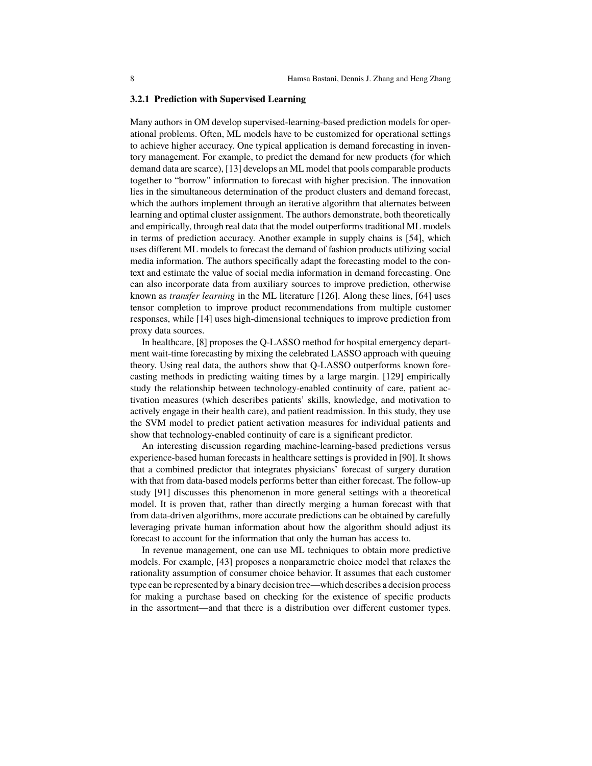### 3.2.1 Prediction with Supervised Learning

Many authors in OM develop supervised-learning-based prediction models for operational problems. Often, ML models have to be customized for operational settings to achieve higher accuracy. One typical application is demand forecasting in inventory management. For example, to predict the demand for new products (for which demand data are scarce), [13] develops an ML model that pools comparable products together to "borrow" information to forecast with higher precision. The innovation lies in the simultaneous determination of the product clusters and demand forecast, which the authors implement through an iterative algorithm that alternates between learning and optimal cluster assignment. The authors demonstrate, both theoretically and empirically, through real data that the model outperforms traditional ML models in terms of prediction accuracy. Another example in supply chains is [54], which uses different ML models to forecast the demand of fashion products utilizing social media information. The authors specifically adapt the forecasting model to the context and estimate the value of social media information in demand forecasting. One can also incorporate data from auxiliary sources to improve prediction, otherwise known as *transfer learning* in the ML literature [126]. Along these lines, [64] uses tensor completion to improve product recommendations from multiple customer responses, while [14] uses high-dimensional techniques to improve prediction from proxy data sources.

In healthcare, [8] proposes the Q-LASSO method for hospital emergency department wait-time forecasting by mixing the celebrated LASSO approach with queuing theory. Using real data, the authors show that Q-LASSO outperforms known forecasting methods in predicting waiting times by a large margin. [129] empirically study the relationship between technology-enabled continuity of care, patient activation measures (which describes patients' skills, knowledge, and motivation to actively engage in their health care), and patient readmission. In this study, they use the SVM model to predict patient activation measures for individual patients and show that technology-enabled continuity of care is a significant predictor.

An interesting discussion regarding machine-learning-based predictions versus experience-based human forecasts in healthcare settings is provided in [90]. It shows that a combined predictor that integrates physicians' forecast of surgery duration with that from data-based models performs better than either forecast. The follow-up study [91] discusses this phenomenon in more general settings with a theoretical model. It is proven that, rather than directly merging a human forecast with that from data-driven algorithms, more accurate predictions can be obtained by carefully leveraging private human information about how the algorithm should adjust its forecast to account for the information that only the human has access to.

In revenue management, one can use ML techniques to obtain more predictive models. For example, [43] proposes a nonparametric choice model that relaxes the rationality assumption of consumer choice behavior. It assumes that each customer type can be represented by a binary decision tree—which describes a decision process for making a purchase based on checking for the existence of specific products in the assortment—and that there is a distribution over different customer types.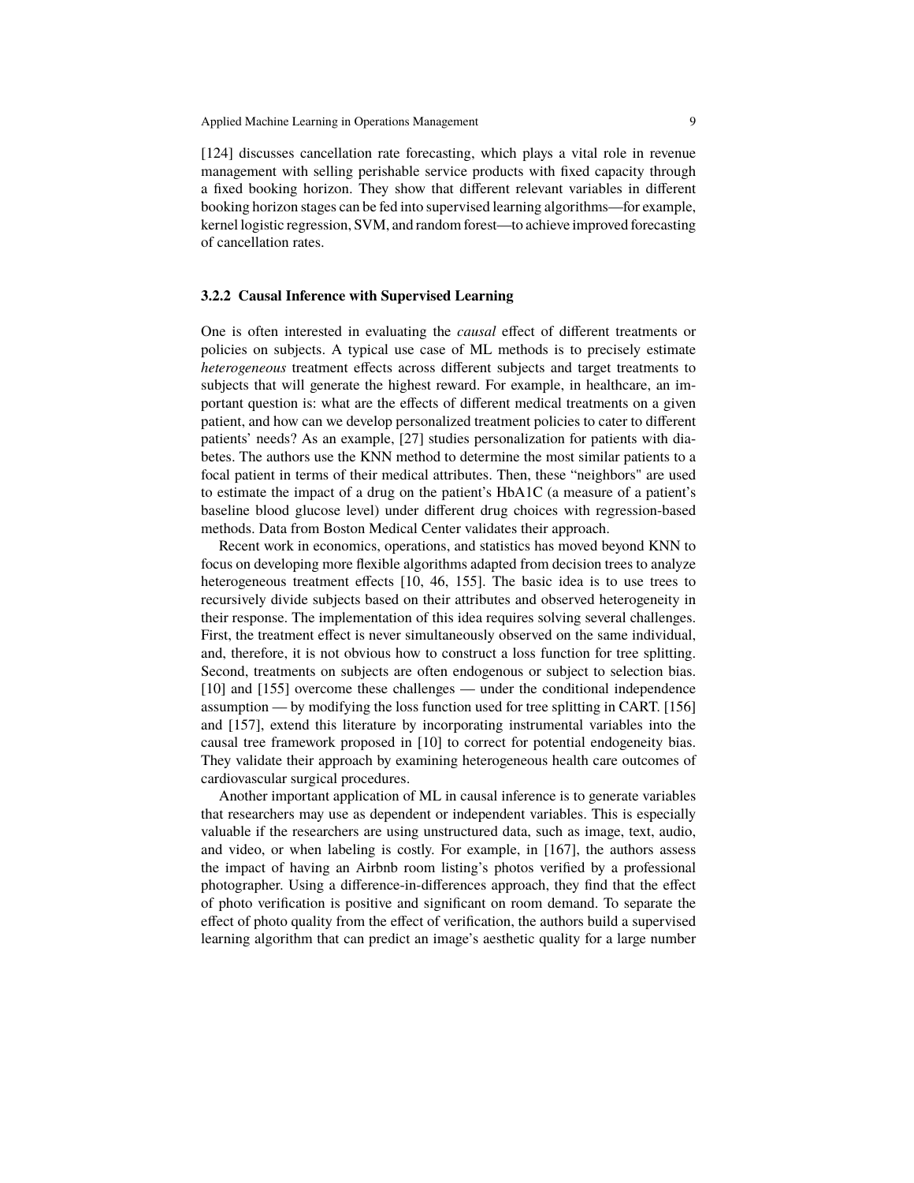[124] discusses cancellation rate forecasting, which plays a vital role in revenue management with selling perishable service products with fixed capacity through a fixed booking horizon. They show that different relevant variables in different booking horizon stages can be fed into supervised learning algorithms—for example, kernel logistic regression, SVM, and random forest—to achieve improved forecasting of cancellation rates.

### 3.2.2 Causal Inference with Supervised Learning

One is often interested in evaluating the *causal* effect of different treatments or policies on subjects. A typical use case of ML methods is to precisely estimate *heterogeneous* treatment effects across different subjects and target treatments to subjects that will generate the highest reward. For example, in healthcare, an important question is: what are the effects of different medical treatments on a given patient, and how can we develop personalized treatment policies to cater to different patients' needs? As an example, [27] studies personalization for patients with diabetes. The authors use the KNN method to determine the most similar patients to a focal patient in terms of their medical attributes. Then, these "neighbors" are used to estimate the impact of a drug on the patient's HbA1C (a measure of a patient's baseline blood glucose level) under different drug choices with regression-based methods. Data from Boston Medical Center validates their approach.

Recent work in economics, operations, and statistics has moved beyond KNN to focus on developing more flexible algorithms adapted from decision trees to analyze heterogeneous treatment effects [10, 46, 155]. The basic idea is to use trees to recursively divide subjects based on their attributes and observed heterogeneity in their response. The implementation of this idea requires solving several challenges. First, the treatment effect is never simultaneously observed on the same individual, and, therefore, it is not obvious how to construct a loss function for tree splitting. Second, treatments on subjects are often endogenous or subject to selection bias. [10] and [155] overcome these challenges — under the conditional independence assumption — by modifying the loss function used for tree splitting in CART. [156] and [157], extend this literature by incorporating instrumental variables into the causal tree framework proposed in [10] to correct for potential endogeneity bias. They validate their approach by examining heterogeneous health care outcomes of cardiovascular surgical procedures.

Another important application of ML in causal inference is to generate variables that researchers may use as dependent or independent variables. This is especially valuable if the researchers are using unstructured data, such as image, text, audio, and video, or when labeling is costly. For example, in [167], the authors assess the impact of having an Airbnb room listing's photos verified by a professional photographer. Using a difference-in-differences approach, they find that the effect of photo verification is positive and significant on room demand. To separate the effect of photo quality from the effect of verification, the authors build a supervised learning algorithm that can predict an image's aesthetic quality for a large number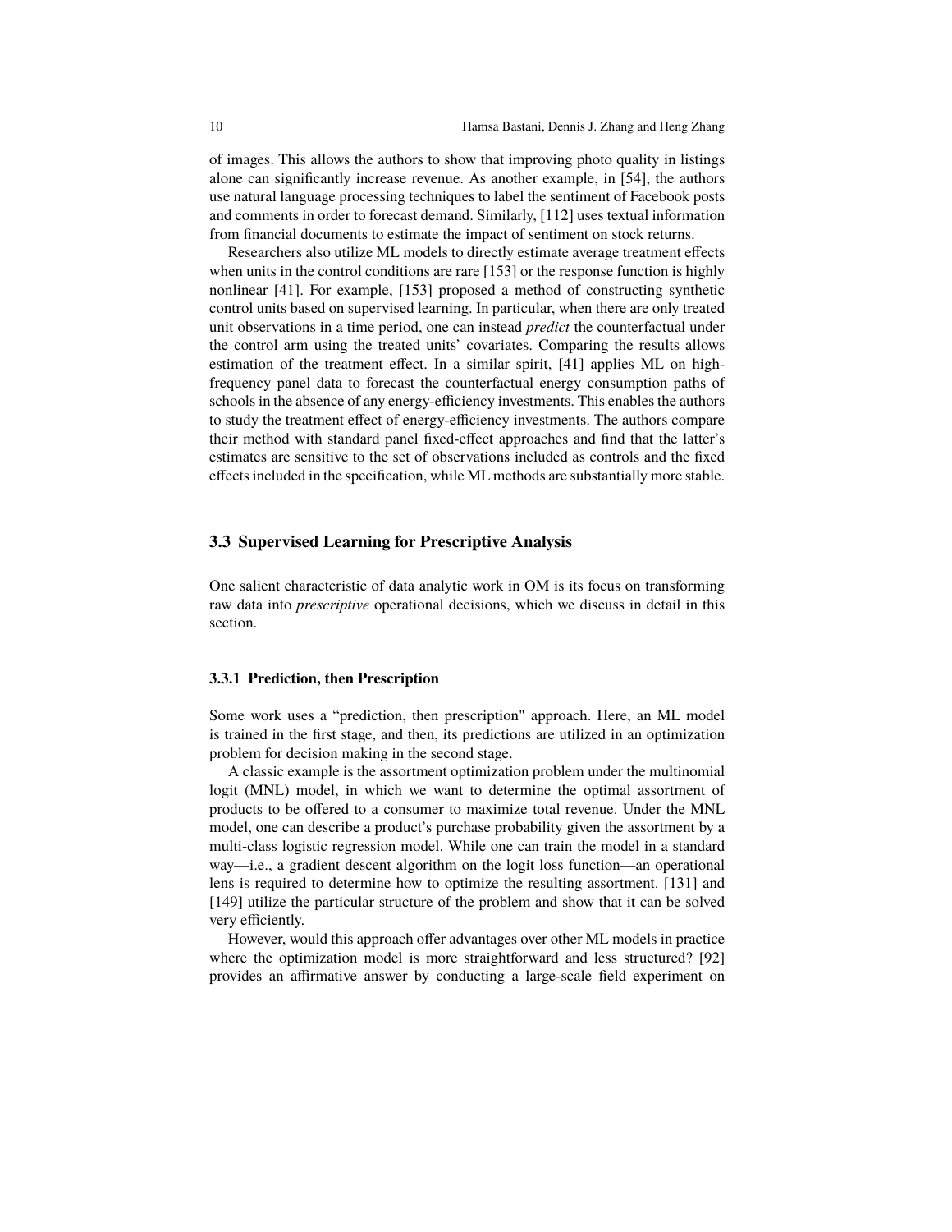of images. This allows the authors to show that improving photo quality in listings alone can significantly increase revenue. As another example, in [54], the authors use natural language processing techniques to label the sentiment of Facebook posts and comments in order to forecast demand. Similarly, [112] uses textual information from financial documents to estimate the impact of sentiment on stock returns.

Researchers also utilize ML models to directly estimate average treatment effects when units in the control conditions are rare [153] or the response function is highly nonlinear [41]. For example, [153] proposed a method of constructing synthetic control units based on supervised learning. In particular, when there are only treated unit observations in a time period, one can instead *predict* the counterfactual under the control arm using the treated units' covariates. Comparing the results allows estimation of the treatment effect. In a similar spirit, [41] applies ML on high-frequency panel data to forecast the counterfactual energy consumption paths of schools in the absence of any energy-efficiency investments. This enables the authors to study the treatment effect of energy-efficiency investments. The authors compare their method with standard panel fixed-effect approaches and find that the latter's estimates are sensitive to the set of observations included as controls and the fixed effects included in the specification, while ML methods are substantially more stable.

## 3.3 Supervised Learning for Prescriptive Analysis

One salient characteristic of data analytic work in OM is its focus on transforming raw data into *prescriptive* operational decisions, which we discuss in detail in this section.

### 3.3.1 Prediction, then Prescription

Some work uses a "prediction, then prescription" approach. Here, an ML model is trained in the first stage, and then, its predictions are utilized in an optimization problem for decision making in the second stage.

A classic example is the assortment optimization problem under the multinomial logit (MNL) model, in which we want to determine the optimal assortment of products to be offered to a consumer to maximize total revenue. Under the MNL model, one can describe a product's purchase probability given the assortment by a multi-class logistic regression model. While one can train the model in a standard way—i.e., a gradient descent algorithm on the logit loss function—an operational lens is required to determine how to optimize the resulting assortment. [131] and [149] utilize the particular structure of the problem and show that it can be solved very efficiently.

However, would this approach offer advantages over other ML models in practice where the optimization model is more straightforward and less structured? [92] provides an affirmative answer by conducting a large-scale field experiment on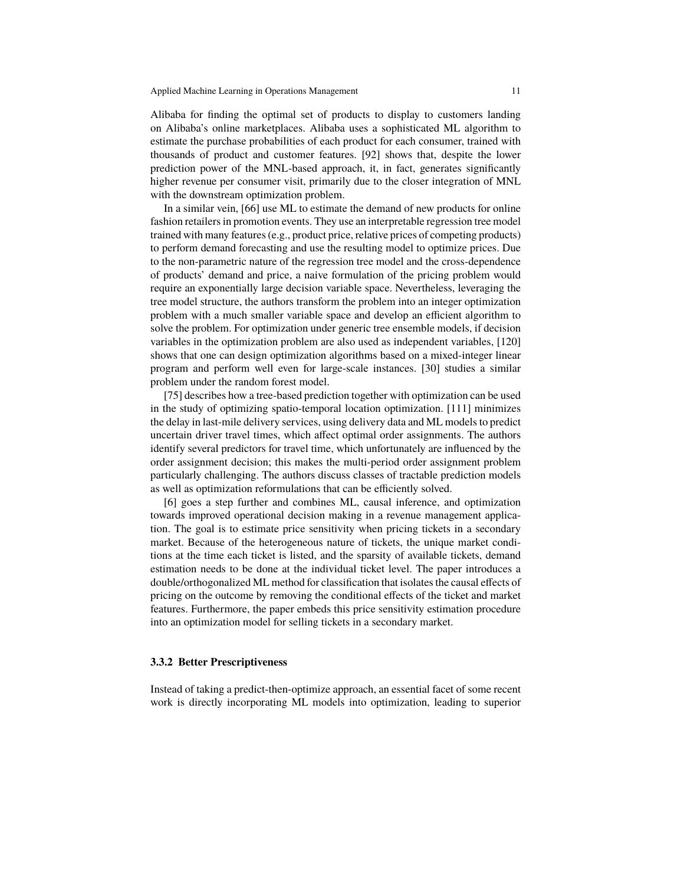Alibaba for finding the optimal set of products to display to customers landing on Alibaba's online marketplaces. Alibaba uses a sophisticated ML algorithm to estimate the purchase probabilities of each product for each consumer, trained with thousands of product and customer features. [92] shows that, despite the lower prediction power of the MNL-based approach, it, in fact, generates significantly higher revenue per consumer visit, primarily due to the closer integration of MNL with the downstream optimization problem.

In a similar vein, [66] use ML to estimate the demand of new products for online fashion retailers in promotion events. They use an interpretable regression tree model trained with many features (e.g., product price, relative prices of competing products) to perform demand forecasting and use the resulting model to optimize prices. Due to the non-parametric nature of the regression tree model and the cross-dependence of products' demand and price, a naive formulation of the pricing problem would require an exponentially large decision variable space. Nevertheless, leveraging the tree model structure, the authors transform the problem into an integer optimization problem with a much smaller variable space and develop an efficient algorithm to solve the problem. For optimization under generic tree ensemble models, if decision variables in the optimization problem are also used as independent variables, [120] shows that one can design optimization algorithms based on a mixed-integer linear program and perform well even for large-scale instances. [30] studies a similar problem under the random forest model.

[75] describes how a tree-based prediction together with optimization can be used in the study of optimizing spatio-temporal location optimization. [111] minimizes the delay in last-mile delivery services, using delivery data and ML models to predict uncertain driver travel times, which affect optimal order assignments. The authors identify several predictors for travel time, which unfortunately are influenced by the order assignment decision; this makes the multi-period order assignment problem particularly challenging. The authors discuss classes of tractable prediction models as well as optimization reformulations that can be efficiently solved.

[6] goes a step further and combines ML, causal inference, and optimization towards improved operational decision making in a revenue management application. The goal is to estimate price sensitivity when pricing tickets in a secondary market. Because of the heterogeneous nature of tickets, the unique market conditions at the time each ticket is listed, and the sparsity of available tickets, demand estimation needs to be done at the individual ticket level. The paper introduces a double/orthogonalized ML method for classification that isolates the causal effects of pricing on the outcome by removing the conditional effects of the ticket and market features. Furthermore, the paper embeds this price sensitivity estimation procedure into an optimization model for selling tickets in a secondary market.

### 3.3.2 Better Prescriptiveness

Instead of taking a predict-then-optimize approach, an essential facet of some recent work is directly incorporating ML models into optimization, leading to superior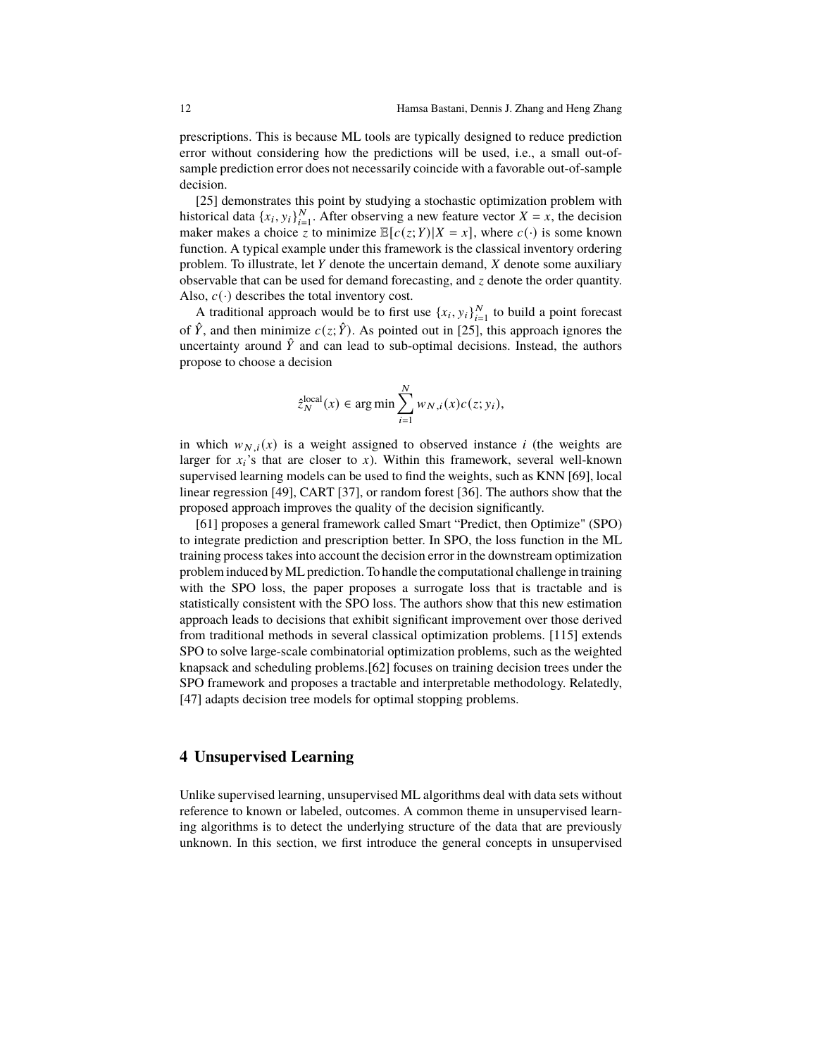prescriptions. This is because ML tools are typically designed to reduce prediction error without considering how the predictions will be used, i.e., a small out-of-sample prediction error does not necessarily coincide with a favorable out-of-sample decision.

[25] demonstrates this point by studying a stochastic optimization problem with historical data $\{x_i, y_i\}_{i=1}^N$. After observing a new feature vector $X = x$, the decision maker makes a choice $z$ to minimize $\mathbb{E}[c(z; Y)|X = x]$, where $c(\cdot)$ is some known function. A typical example under this framework is the classical inventory ordering problem. To illustrate, let $Y$ denote the uncertain demand, $X$ denote some auxiliary observable that can be used for demand forecasting, and $z$ denote the order quantity. Also, $c(\cdot)$ describes the total inventory cost.

A traditional approach would be to first use $\{x_i, y_i\}_{i=1}^N$ to build a point forecast of $\hat{Y}$, and then minimize $c(z; \hat{Y})$. As pointed out in [25], this approach ignores the uncertainty around $\hat{Y}$ and can lead to sub-optimal decisions. Instead, the authors propose to choose a decision

$$\hat{z}_N^{\text{local}}(x) \in \arg\min \sum_{i=1}^{N} w_{N,i}(x) c(z; y_i),$$

in which $w_{N,i}(x)$ is a weight assigned to observed instance $i$ (the weights are larger for $x_i$'s that are closer to $x$). Within this framework, several well-known supervised learning models can be used to find the weights, such as KNN [69], local linear regression [49], CART [37], or random forest [36]. The authors show that the proposed approach improves the quality of the decision significantly.

[61] proposes a general framework called Smart "Predict, then Optimize" (SPO) to integrate prediction and prescription better. In SPO, the loss function in the ML training process takes into account the decision error in the downstream optimization problem induced by ML prediction. To handle the computational challenge in training with the SPO loss, the paper proposes a surrogate loss that is tractable and is statistically consistent with the SPO loss. The authors show that this new estimation approach leads to decisions that exhibit significant improvement over those derived from traditional methods in several classical optimization problems. [115] extends SPO to solve large-scale combinatorial optimization problems, such as the weighted knapsack and scheduling problems.[62] focuses on training decision trees under the SPO framework and proposes a tractable and interpretable methodology. Relatedly, [47] adapts decision tree models for optimal stopping problems.

## 4 Unsupervised Learning

Unlike supervised learning, unsupervised ML algorithms deal with data sets without reference to known or labeled, outcomes. A common theme in unsupervised learning algorithms is to detect the underlying structure of the data that are previously unknown. In this section, we first introduce the general concepts in unsupervised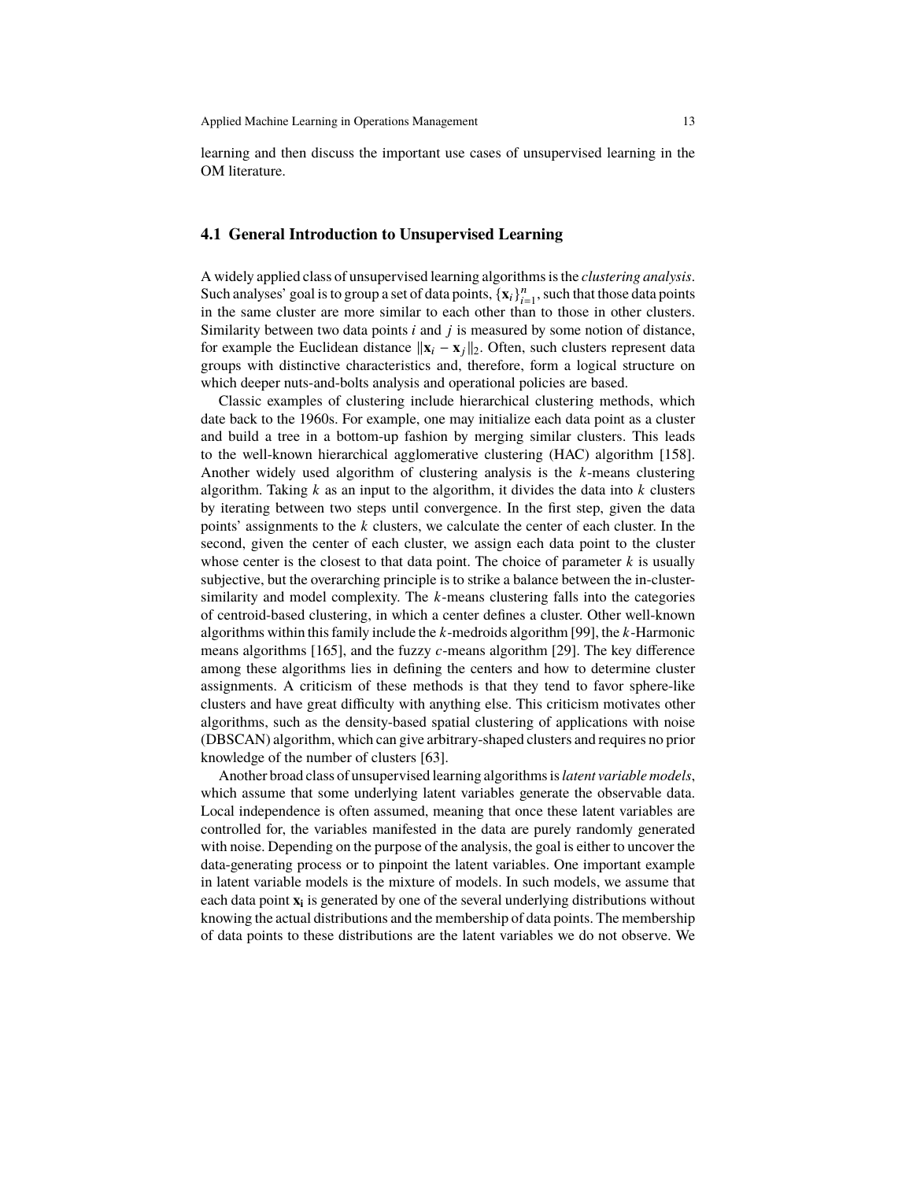learning and then discuss the important use cases of unsupervised learning in the OM literature.

## 4.1 General Introduction to Unsupervised Learning

A widely applied class of unsupervised learning algorithms is the *clustering analysis*. Such analyses' goal is to group a set of data points, $\{\mathbf{x}_i\}_{i=1}^n$, such that those data points in the same cluster are more similar to each other than to those in other clusters. Similarity between two data points $i$ and $j$ is measured by some notion of distance, for example the Euclidean distance $\|\mathbf{x}_i - \mathbf{x}_j\|_2$. Often, such clusters represent data groups with distinctive characteristics and, therefore, form a logical structure on which deeper nuts-and-bolts analysis and operational policies are based.

Classic examples of clustering include hierarchical clustering methods, which date back to the 1960s. For example, one may initialize each data point as a cluster and build a tree in a bottom-up fashion by merging similar clusters. This leads to the well-known hierarchical agglomerative clustering (HAC) algorithm [158]. Another widely used algorithm of clustering analysis is the $k$-means clustering algorithm. Taking $k$ as an input to the algorithm, it divides the data into $k$ clusters by iterating between two steps until convergence. In the first step, given the data points' assignments to the $k$ clusters, we calculate the center of each cluster. In the second, given the center of each cluster, we assign each data point to the cluster whose center is the closest to that data point. The choice of parameter $k$ is usually subjective, but the overarching principle is to strike a balance between the in-cluster-similarity and model complexity. The $k$-means clustering falls into the categories of centroid-based clustering, in which a center defines a cluster. Other well-known algorithms within this family include the $k$-medroids algorithm [99], the $k$-Harmonic means algorithms [165], and the fuzzy $c$-means algorithm [29]. The key difference among these algorithms lies in defining the centers and how to determine cluster assignments. A criticism of these methods is that they tend to favor sphere-like clusters and have great difficulty with anything else. This criticism motivates other algorithms, such as the density-based spatial clustering of applications with noise (DBSCAN) algorithm, which can give arbitrary-shaped clusters and requires no prior knowledge of the number of clusters [63].

Another broad class of unsupervised learning algorithms is *latent variable models*, which assume that some underlying latent variables generate the observable data. Local independence is often assumed, meaning that once these latent variables are controlled for, the variables manifested in the data are purely randomly generated with noise. Depending on the purpose of the analysis, the goal is either to uncover the data-generating process or to pinpoint the latent variables. One important example in latent variable models is the mixture of models. In such models, we assume that each data point $\mathbf{x_i}$ is generated by one of the several underlying distributions without knowing the actual distributions and the membership of data points. The membership of data points to these distributions are the latent variables we do not observe. We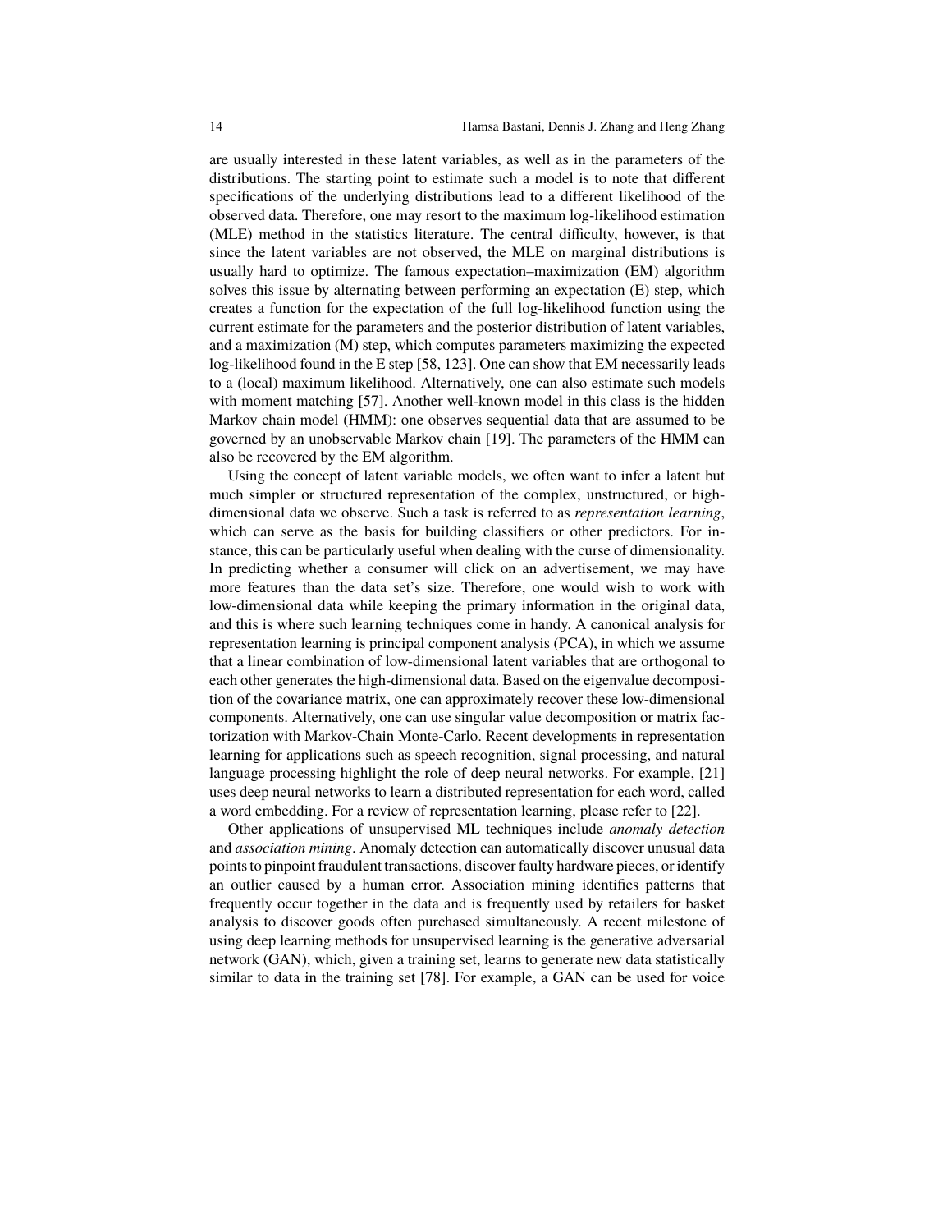are usually interested in these latent variables, as well as in the parameters of the distributions. The starting point to estimate such a model is to note that different specifications of the underlying distributions lead to a different likelihood of the observed data. Therefore, one may resort to the maximum log-likelihood estimation (MLE) method in the statistics literature. The central difficulty, however, is that since the latent variables are not observed, the MLE on marginal distributions is usually hard to optimize. The famous expectation–maximization (EM) algorithm solves this issue by alternating between performing an expectation (E) step, which creates a function for the expectation of the full log-likelihood function using the current estimate for the parameters and the posterior distribution of latent variables, and a maximization (M) step, which computes parameters maximizing the expected log-likelihood found in the E step [58, 123]. One can show that EM necessarily leads to a (local) maximum likelihood. Alternatively, one can also estimate such models with moment matching [57]. Another well-known model in this class is the hidden Markov chain model (HMM): one observes sequential data that are assumed to be governed by an unobservable Markov chain [19]. The parameters of the HMM can also be recovered by the EM algorithm.

Using the concept of latent variable models, we often want to infer a latent but much simpler or structured representation of the complex, unstructured, or high-dimensional data we observe. Such a task is referred to as *representation learning*, which can serve as the basis for building classifiers or other predictors. For instance, this can be particularly useful when dealing with the curse of dimensionality. In predicting whether a consumer will click on an advertisement, we may have more features than the data set's size. Therefore, one would wish to work with low-dimensional data while keeping the primary information in the original data, and this is where such learning techniques come in handy. A canonical analysis for representation learning is principal component analysis (PCA), in which we assume that a linear combination of low-dimensional latent variables that are orthogonal to each other generates the high-dimensional data. Based on the eigenvalue decomposition of the covariance matrix, one can approximately recover these low-dimensional components. Alternatively, one can use singular value decomposition or matrix factorization with Markov-Chain Monte-Carlo. Recent developments in representation learning for applications such as speech recognition, signal processing, and natural language processing highlight the role of deep neural networks. For example, [21] uses deep neural networks to learn a distributed representation for each word, called a word embedding. For a review of representation learning, please refer to [22].

Other applications of unsupervised ML techniques include *anomaly detection* and *association mining*. Anomaly detection can automatically discover unusual data points to pinpoint fraudulent transactions, discover faulty hardware pieces, or identify an outlier caused by a human error. Association mining identifies patterns that frequently occur together in the data and is frequently used by retailers for basket analysis to discover goods often purchased simultaneously. A recent milestone of using deep learning methods for unsupervised learning is the generative adversarial network (GAN), which, given a training set, learns to generate new data statistically similar to data in the training set [78]. For example, a GAN can be used for voice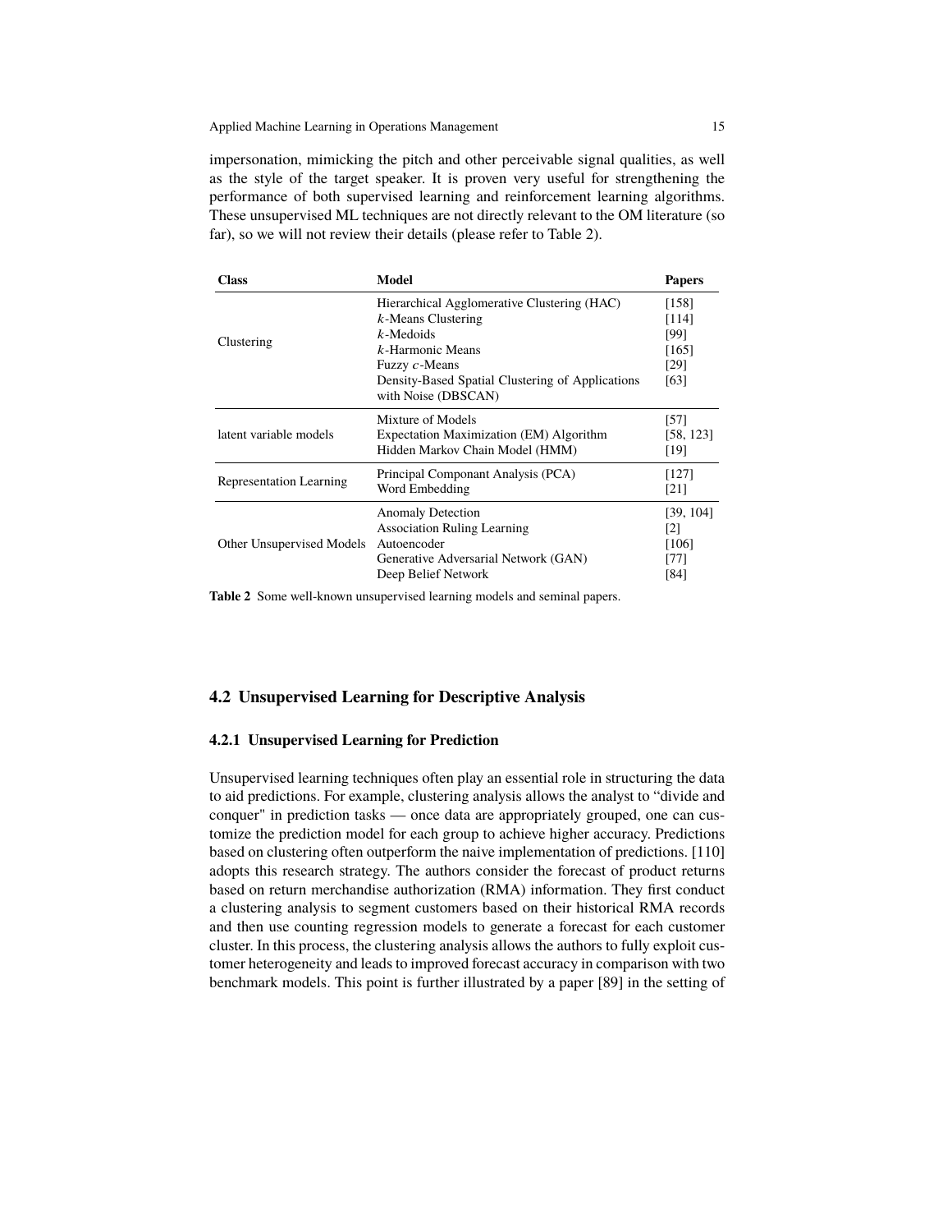impersonation, mimicking the pitch and other perceivable signal qualities, as well as the style of the target speaker. It is proven very useful for strengthening the performance of both supervised learning and reinforcement learning algorithms. These unsupervised ML techniques are not directly relevant to the OM literature (so far), so we will not review their details (please refer to Table 2).

| Class | Model | Papers |
|---|---|---|
| Clustering | Hierarchical Agglomerative Clustering (HAC) | [158] |
| | $k$-Means Clustering | [114] |
| | $k$-Medoids | [99] |
| | $k$-Harmonic Means | [165] |
| | Fuzzy $c$-Means | [29] |
| | Density-Based Spatial Clustering of Applications with Noise (DBSCAN) | [63] |
| latent variable models | Mixture of Models | [57] |
| | Expectation Maximization (EM) Algorithm | [58, 123] |
| | Hidden Markov Chain Model (HMM) | [19] |
| Representation Learning | Principal Componant Analysis (PCA) | [127] |
| | Word Embedding | [21] |
| Other Unsupervised Models | Anomaly Detection | [39, 104] |
| | Association Ruling Learning | [2] |
| | Autoencoder | [106] |
| | Generative Adversarial Network (GAN) | [77] |
| | Deep Belief Network | [84] |

**Table 2** Some well-known unsupervised learning models and seminal papers.

## 4.2 Unsupervised Learning for Descriptive Analysis

### 4.2.1 Unsupervised Learning for Prediction

Unsupervised learning techniques often play an essential role in structuring the data to aid predictions. For example, clustering analysis allows the analyst to "divide and conquer" in prediction tasks — once data are appropriately grouped, one can customize the prediction model for each group to achieve higher accuracy. Predictions based on clustering often outperform the naive implementation of predictions. [110] adopts this research strategy. The authors consider the forecast of product returns based on return merchandise authorization (RMA) information. They first conduct a clustering analysis to segment customers based on their historical RMA records and then use counting regression models to generate a forecast for each customer cluster. In this process, the clustering analysis allows the authors to fully exploit customer heterogeneity and leads to improved forecast accuracy in comparison with two benchmark models. This point is further illustrated by a paper [89] in the setting of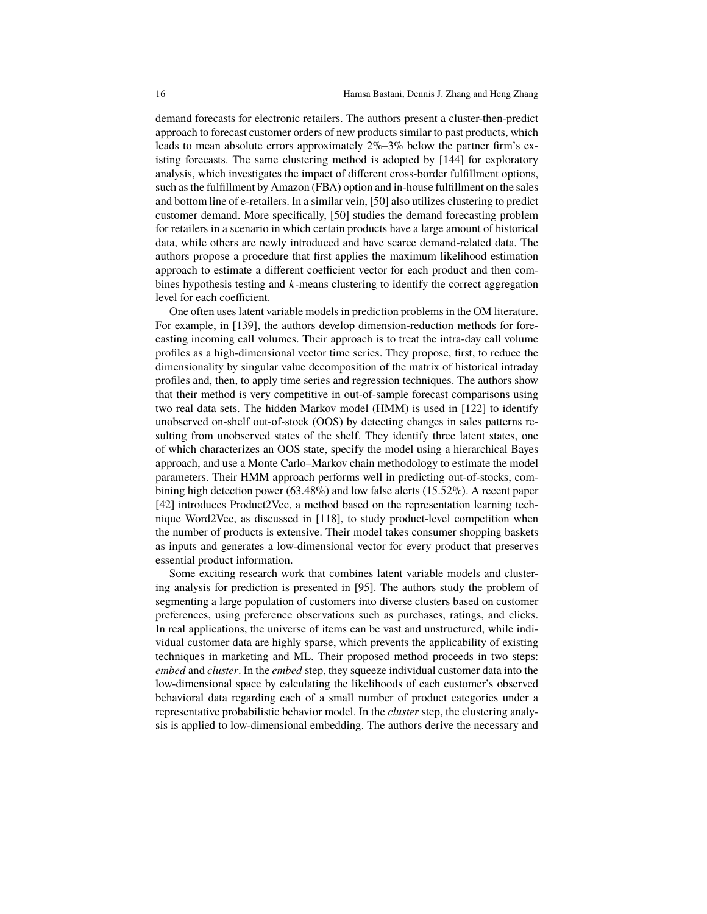demand forecasts for electronic retailers. The authors present a cluster-then-predict approach to forecast customer orders of new products similar to past products, which leads to mean absolute errors approximately 2%–3% below the partner firm's existing forecasts. The same clustering method is adopted by [144] for exploratory analysis, which investigates the impact of different cross-border fulfillment options, such as the fulfillment by Amazon (FBA) option and in-house fulfillment on the sales and bottom line of e-retailers. In a similar vein, [50] also utilizes clustering to predict customer demand. More specifically, [50] studies the demand forecasting problem for retailers in a scenario in which certain products have a large amount of historical data, while others are newly introduced and have scarce demand-related data. The authors propose a procedure that first applies the maximum likelihood estimation approach to estimate a different coefficient vector for each product and then combines hypothesis testing and $k$-means clustering to identify the correct aggregation level for each coefficient.

One often uses latent variable models in prediction problems in the OM literature. For example, in [139], the authors develop dimension-reduction methods for forecasting incoming call volumes. Their approach is to treat the intra-day call volume profiles as a high-dimensional vector time series. They propose, first, to reduce the dimensionality by singular value decomposition of the matrix of historical intraday profiles and, then, to apply time series and regression techniques. The authors show that their method is very competitive in out-of-sample forecast comparisons using two real data sets. The hidden Markov model (HMM) is used in [122] to identify unobserved on-shelf out-of-stock (OOS) by detecting changes in sales patterns resulting from unobserved states of the shelf. They identify three latent states, one of which characterizes an OOS state, specify the model using a hierarchical Bayes approach, and use a Monte Carlo–Markov chain methodology to estimate the model parameters. Their HMM approach performs well in predicting out-of-stocks, combining high detection power (63.48%) and low false alerts (15.52%). A recent paper [42] introduces Product2Vec, a method based on the representation learning technique Word2Vec, as discussed in [118], to study product-level competition when the number of products is extensive. Their model takes consumer shopping baskets as inputs and generates a low-dimensional vector for every product that preserves essential product information.

Some exciting research work that combines latent variable models and clustering analysis for prediction is presented in [95]. The authors study the problem of segmenting a large population of customers into diverse clusters based on customer preferences, using preference observations such as purchases, ratings, and clicks. In real applications, the universe of items can be vast and unstructured, while individual customer data are highly sparse, which prevents the applicability of existing techniques in marketing and ML. Their proposed method proceeds in two steps: *embed* and *cluster*. In the *embed* step, they squeeze individual customer data into the low-dimensional space by calculating the likelihoods of each customer's observed behavioral data regarding each of a small number of product categories under a representative probabilistic behavior model. In the *cluster* step, the clustering analysis is applied to low-dimensional embedding. The authors derive the necessary and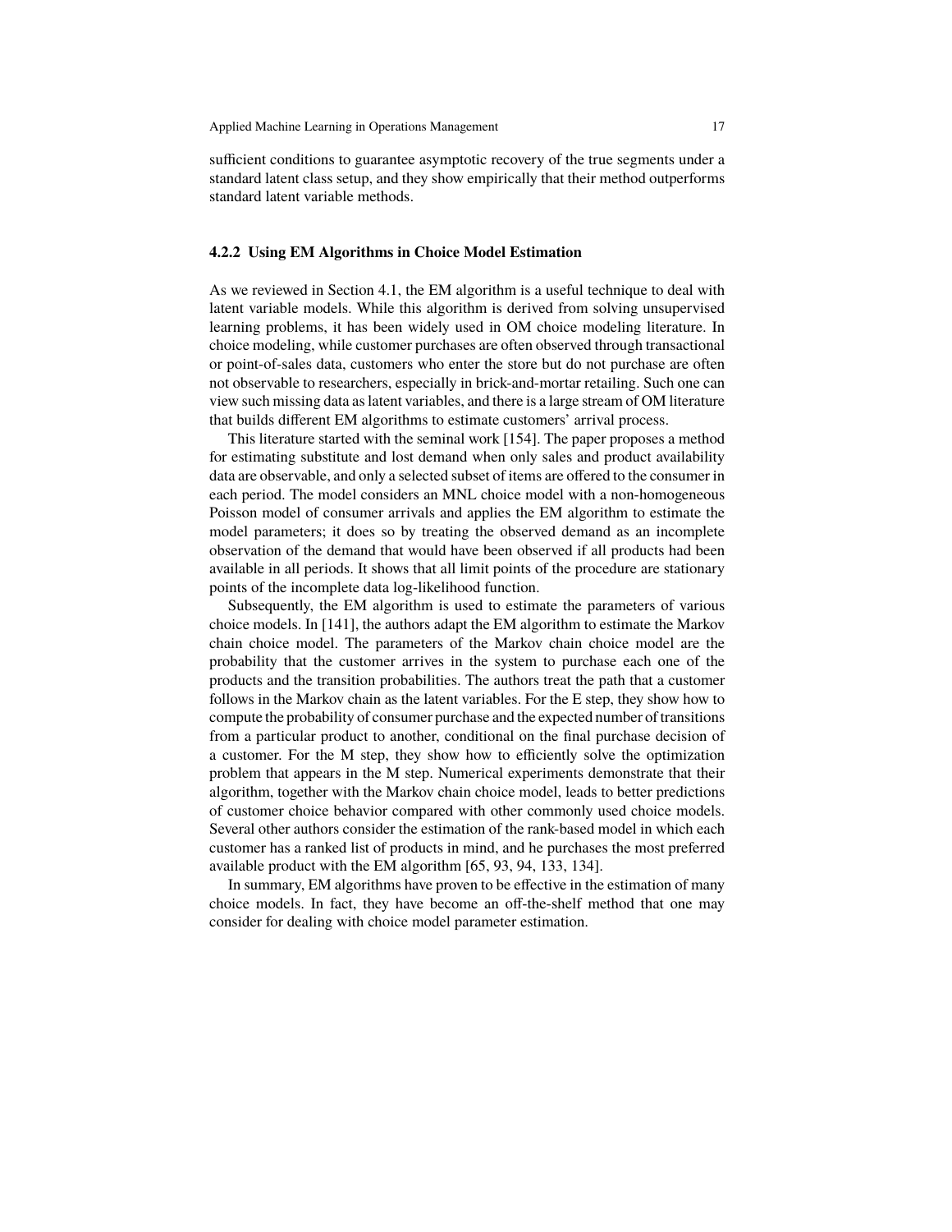sufficient conditions to guarantee asymptotic recovery of the true segments under a standard latent class setup, and they show empirically that their method outperforms standard latent variable methods.

### 4.2.2 Using EM Algorithms in Choice Model Estimation

As we reviewed in Section 4.1, the EM algorithm is a useful technique to deal with latent variable models. While this algorithm is derived from solving unsupervised learning problems, it has been widely used in OM choice modeling literature. In choice modeling, while customer purchases are often observed through transactional or point-of-sales data, customers who enter the store but do not purchase are often not observable to researchers, especially in brick-and-mortar retailing. Such one can view such missing data as latent variables, and there is a large stream of OM literature that builds different EM algorithms to estimate customers' arrival process.

This literature started with the seminal work [154]. The paper proposes a method for estimating substitute and lost demand when only sales and product availability data are observable, and only a selected subset of items are offered to the consumer in each period. The model considers an MNL choice model with a non-homogeneous Poisson model of consumer arrivals and applies the EM algorithm to estimate the model parameters; it does so by treating the observed demand as an incomplete observation of the demand that would have been observed if all products had been available in all periods. It shows that all limit points of the procedure are stationary points of the incomplete data log-likelihood function.

Subsequently, the EM algorithm is used to estimate the parameters of various choice models. In [141], the authors adapt the EM algorithm to estimate the Markov chain choice model. The parameters of the Markov chain choice model are the probability that the customer arrives in the system to purchase each one of the products and the transition probabilities. The authors treat the path that a customer follows in the Markov chain as the latent variables. For the E step, they show how to compute the probability of consumer purchase and the expected number of transitions from a particular product to another, conditional on the final purchase decision of a customer. For the M step, they show how to efficiently solve the optimization problem that appears in the M step. Numerical experiments demonstrate that their algorithm, together with the Markov chain choice model, leads to better predictions of customer choice behavior compared with other commonly used choice models. Several other authors consider the estimation of the rank-based model in which each customer has a ranked list of products in mind, and he purchases the most preferred available product with the EM algorithm [65, 93, 94, 133, 134].

In summary, EM algorithms have proven to be effective in the estimation of many choice models. In fact, they have become an off-the-shelf method that one may consider for dealing with choice model parameter estimation.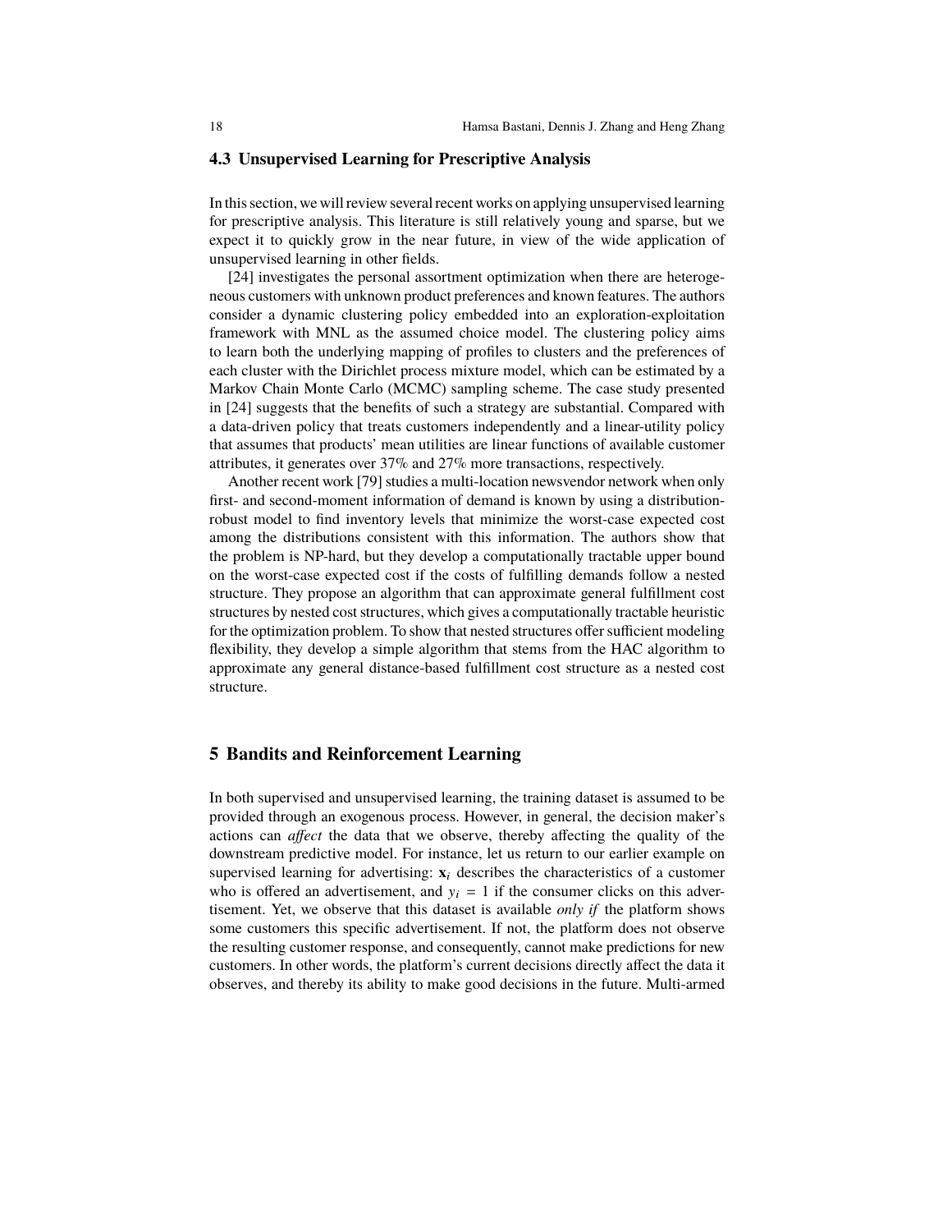### 4.3 Unsupervised Learning for Prescriptive Analysis

In this section, we will review several recent works on applying unsupervised learning for prescriptive analysis. This literature is still relatively young and sparse, but we expect it to quickly grow in the near future, in view of the wide application of unsupervised learning in other fields.

[24] investigates the personal assortment optimization when there are heterogeneous customers with unknown product preferences and known features. The authors consider a dynamic clustering policy embedded into an exploration-exploitation framework with MNL as the assumed choice model. The clustering policy aims to learn both the underlying mapping of profiles to clusters and the preferences of each cluster with the Dirichlet process mixture model, which can be estimated by a Markov Chain Monte Carlo (MCMC) sampling scheme. The case study presented in [24] suggests that the benefits of such a strategy are substantial. Compared with a data-driven policy that treats customers independently and a linear-utility policy that assumes that products' mean utilities are linear functions of available customer attributes, it generates over 37% and 27% more transactions, respectively.

Another recent work [79] studies a multi-location newsvendor network when only first- and second-moment information of demand is known by using a distribution-robust model to find inventory levels that minimize the worst-case expected cost among the distributions consistent with this information. The authors show that the problem is NP-hard, but they develop a computationally tractable upper bound on the worst-case expected cost if the costs of fulfilling demands follow a nested structure. They propose an algorithm that can approximate general fulfillment cost structures by nested cost structures, which gives a computationally tractable heuristic for the optimization problem. To show that nested structures offer sufficient modeling flexibility, they develop a simple algorithm that stems from the HAC algorithm to approximate any general distance-based fulfillment cost structure as a nested cost structure.

## 5 Bandits and Reinforcement Learning

In both supervised and unsupervised learning, the training dataset is assumed to be provided through an exogenous process. However, in general, the decision maker's actions can *affect* the data that we observe, thereby affecting the quality of the downstream predictive model. For instance, let us return to our earlier example on supervised learning for advertising: $\mathbf{x}_i$ describes the characteristics of a customer who is offered an advertisement, and $y_i = 1$ if the consumer clicks on this advertisement. Yet, we observe that this dataset is available *only if* the platform shows some customers this specific advertisement. If not, the platform does not observe the resulting customer response, and consequently, cannot make predictions for new customers. In other words, the platform's current decisions directly affect the data it observes, and thereby its ability to make good decisions in the future. Multi-armed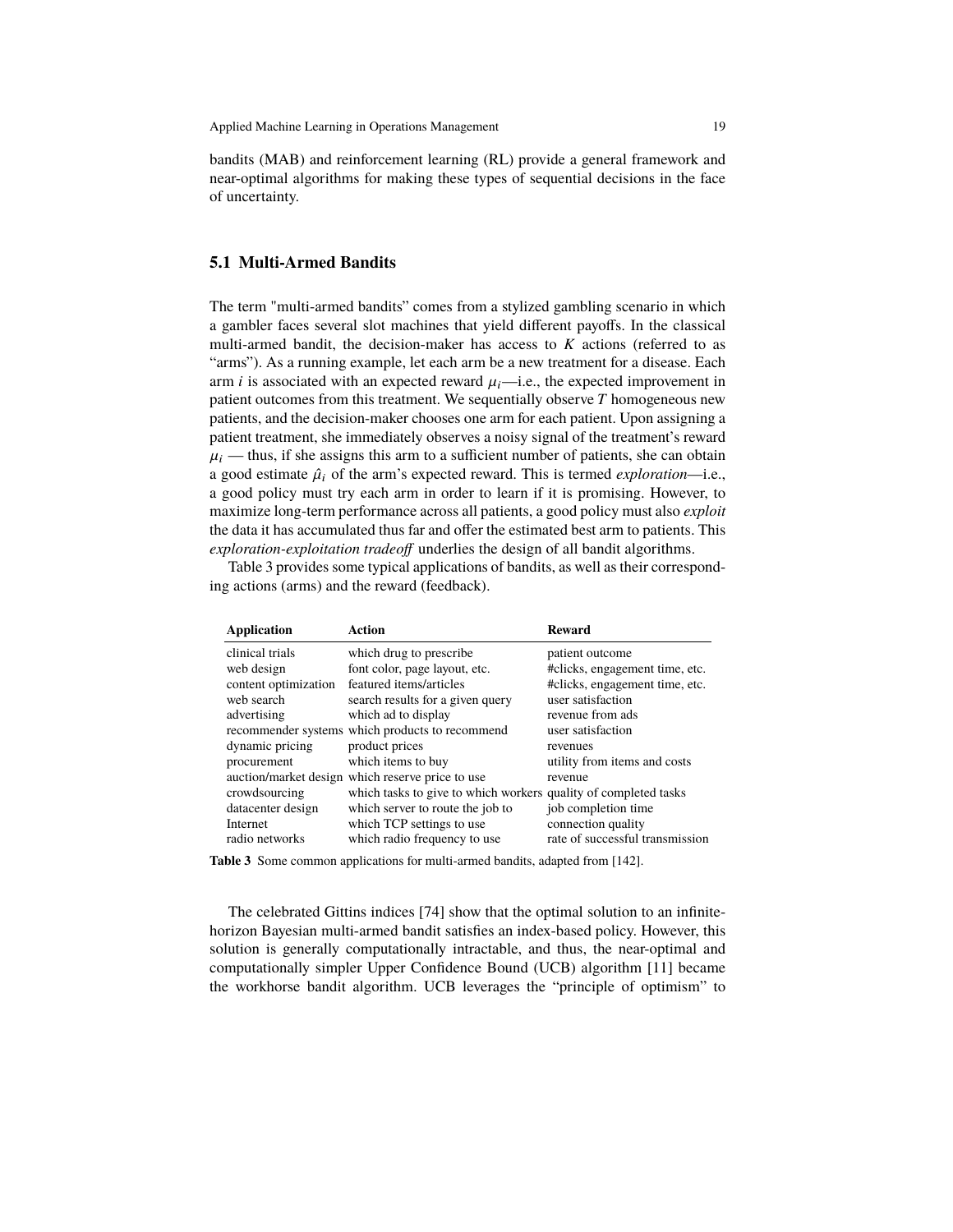bandits (MAB) and reinforcement learning (RL) provide a general framework and near-optimal algorithms for making these types of sequential decisions in the face of uncertainty.

## 5.1 Multi-Armed Bandits

The term "multi-armed bandits" comes from a stylized gambling scenario in which a gambler faces several slot machines that yield different payoffs. In the classical multi-armed bandit, the decision-maker has access to $K$ actions (referred to as "arms"). As a running example, let each arm be a new treatment for a disease. Each arm $i$ is associated with an expected reward $\mu_i$—i.e., the expected improvement in patient outcomes from this treatment. We sequentially observe $T$ homogeneous new patients, and the decision-maker chooses one arm for each patient. Upon assigning a patient treatment, she immediately observes a noisy signal of the treatment's reward $\mu_i$ — thus, if she assigns this arm to a sufficient number of patients, she can obtain a good estimate $\hat{\mu}_i$ of the arm's expected reward. This is termed *exploration*—i.e., a good policy must try each arm in order to learn if it is promising. However, to maximize long-term performance across all patients, a good policy must also *exploit* the data it has accumulated thus far and offer the estimated best arm to patients. This *exploration-exploitation tradeoff* underlies the design of all bandit algorithms.

Table 3 provides some typical applications of bandits, as well as their corresponding actions (arms) and the reward (feedback).

| **Application** | **Action** | **Reward** |
|---|---|---|
| clinical trials | which drug to prescribe | patient outcome |
| web design | font color, page layout, etc. | #clicks, engagement time, etc. |
| content optimization | featured items/articles | #clicks, engagement time, etc. |
| web search | search results for a given query | user satisfaction |
| advertising | which ad to display | revenue from ads |
| recommender systems | which products to recommend | user satisfaction |
| dynamic pricing | product prices | revenues |
| procurement | which items to buy | utility from items and costs |
| auction/market design | which reserve price to use | revenue |
| crowdsourcing | which tasks to give to which workers | quality of completed tasks |
| datacenter design | which server to route the job to | job completion time |
| Internet | which TCP settings to use | connection quality |
| radio networks | which radio frequency to use | rate of successful transmission |

**Table 3** Some common applications for multi-armed bandits, adapted from [142].

The celebrated Gittins indices [74] show that the optimal solution to an infinite-horizon Bayesian multi-armed bandit satisfies an index-based policy. However, this solution is generally computationally intractable, and thus, the near-optimal and computationally simpler Upper Confidence Bound (UCB) algorithm [11] became the workhorse bandit algorithm. UCB leverages the "principle of optimism" to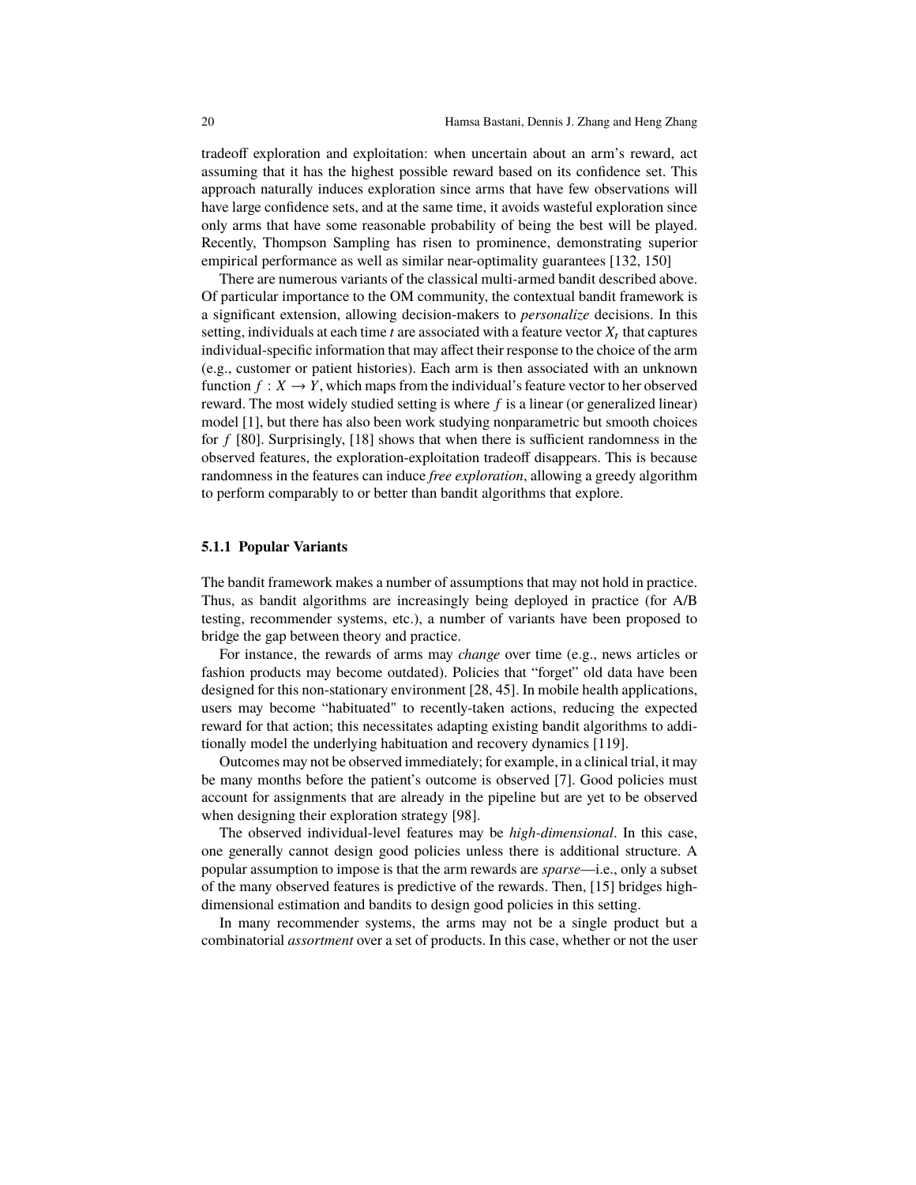tradeoff exploration and exploitation: when uncertain about an arm's reward, act assuming that it has the highest possible reward based on its confidence set. This approach naturally induces exploration since arms that have few observations will have large confidence sets, and at the same time, it avoids wasteful exploration since only arms that have some reasonable probability of being the best will be played. Recently, Thompson Sampling has risen to prominence, demonstrating superior empirical performance as well as similar near-optimality guarantees [132, 150]

There are numerous variants of the classical multi-armed bandit described above. Of particular importance to the OM community, the contextual bandit framework is a significant extension, allowing decision-makers to *personalize* decisions. In this setting, individuals at each time $t$ are associated with a feature vector $X_t$ that captures individual-specific information that may affect their response to the choice of the arm (e.g., customer or patient histories). Each arm is then associated with an unknown function $f : X \to Y$, which maps from the individual's feature vector to her observed reward. The most widely studied setting is where $f$ is a linear (or generalized linear) model [1], but there has also been work studying nonparametric but smooth choices for $f$ [80]. Surprisingly, [18] shows that when there is sufficient randomness in the observed features, the exploration-exploitation tradeoff disappears. This is because randomness in the features can induce *free exploration*, allowing a greedy algorithm to perform comparably to or better than bandit algorithms that explore.

### 5.1.1 Popular Variants

The bandit framework makes a number of assumptions that may not hold in practice. Thus, as bandit algorithms are increasingly being deployed in practice (for A/B testing, recommender systems, etc.), a number of variants have been proposed to bridge the gap between theory and practice.

For instance, the rewards of arms may *change* over time (e.g., news articles or fashion products may become outdated). Policies that "forget" old data have been designed for this non-stationary environment [28, 45]. In mobile health applications, users may become "habituated" to recently-taken actions, reducing the expected reward for that action; this necessitates adapting existing bandit algorithms to additionally model the underlying habituation and recovery dynamics [119].

Outcomes may not be observed immediately; for example, in a clinical trial, it may be many months before the patient's outcome is observed [7]. Good policies must account for assignments that are already in the pipeline but are yet to be observed when designing their exploration strategy [98].

The observed individual-level features may be *high-dimensional*. In this case, one generally cannot design good policies unless there is additional structure. A popular assumption to impose is that the arm rewards are *sparse*—i.e., only a subset of the many observed features is predictive of the rewards. Then, [15] bridges high-dimensional estimation and bandits to design good policies in this setting.

In many recommender systems, the arms may not be a single product but a combinatorial *assortment* over a set of products. In this case, whether or not the user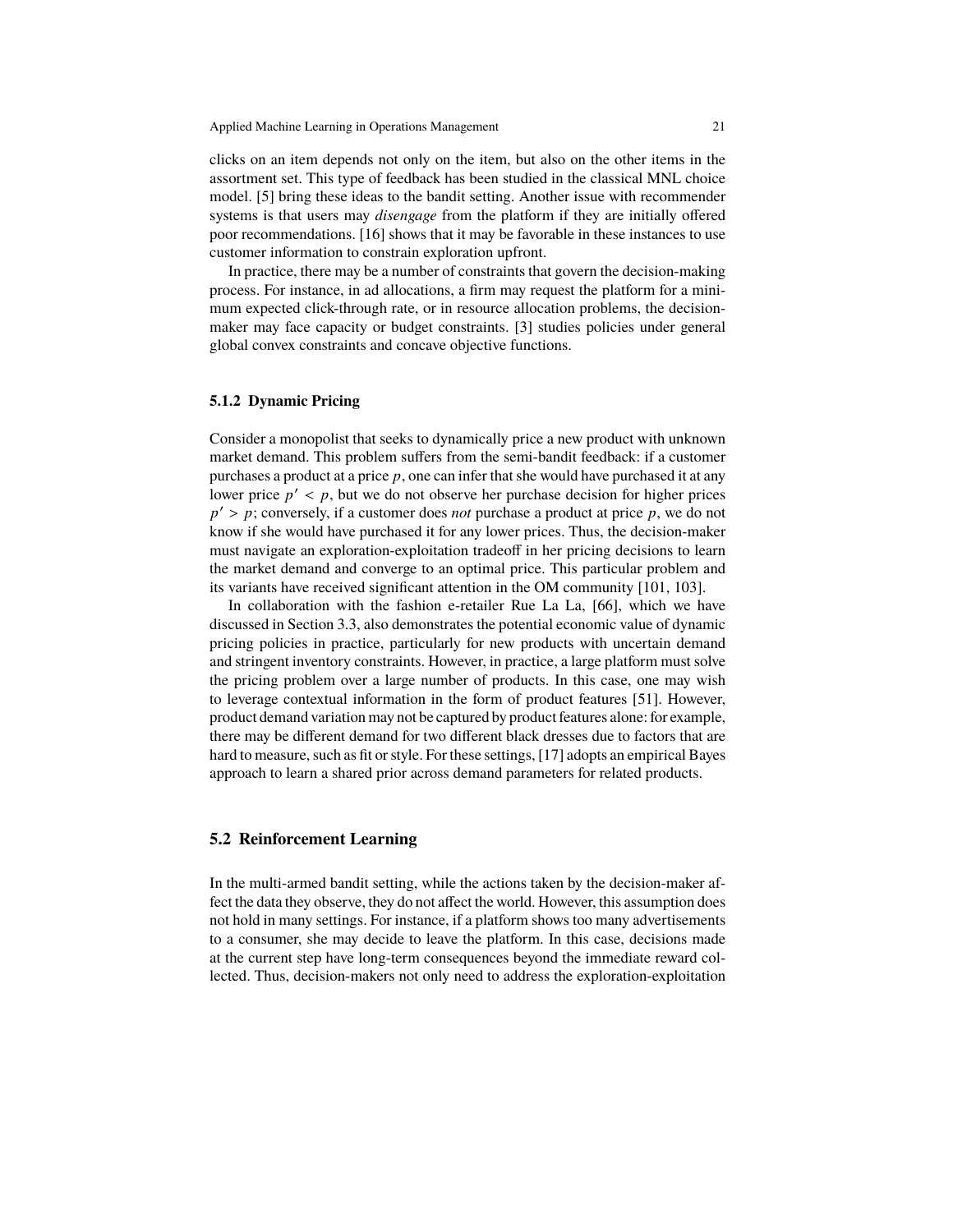clicks on an item depends not only on the item, but also on the other items in the assortment set. This type of feedback has been studied in the classical MNL choice model. [5] bring these ideas to the bandit setting. Another issue with recommender systems is that users may *disengage* from the platform if they are initially offered poor recommendations. [16] shows that it may be favorable in these instances to use customer information to constrain exploration upfront.

In practice, there may be a number of constraints that govern the decision-making process. For instance, in ad allocations, a firm may request the platform for a minimum expected click-through rate, or in resource allocation problems, the decision-maker may face capacity or budget constraints. [3] studies policies under general global convex constraints and concave objective functions.

### 5.1.2 Dynamic Pricing

Consider a monopolist that seeks to dynamically price a new product with unknown market demand. This problem suffers from the semi-bandit feedback: if a customer purchases a product at a price $p$, one can infer that she would have purchased it at any lower price $p' < p$, but we do not observe her purchase decision for higher prices $p' > p$; conversely, if a customer does *not* purchase a product at price $p$, we do not know if she would have purchased it for any lower prices. Thus, the decision-maker must navigate an exploration-exploitation tradeoff in her pricing decisions to learn the market demand and converge to an optimal price. This particular problem and its variants have received significant attention in the OM community [101, 103].

In collaboration with the fashion e-retailer Rue La La, [66], which we have discussed in Section 3.3, also demonstrates the potential economic value of dynamic pricing policies in practice, particularly for new products with uncertain demand and stringent inventory constraints. However, in practice, a large platform must solve the pricing problem over a large number of products. In this case, one may wish to leverage contextual information in the form of product features [51]. However, product demand variation may not be captured by product features alone: for example, there may be different demand for two different black dresses due to factors that are hard to measure, such as fit or style. For these settings, [17] adopts an empirical Bayes approach to learn a shared prior across demand parameters for related products.

## 5.2 Reinforcement Learning

In the multi-armed bandit setting, while the actions taken by the decision-maker affect the data they observe, they do not affect the world. However, this assumption does not hold in many settings. For instance, if a platform shows too many advertisements to a consumer, she may decide to leave the platform. In this case, decisions made at the current step have long-term consequences beyond the immediate reward collected. Thus, decision-makers not only need to address the exploration-exploitation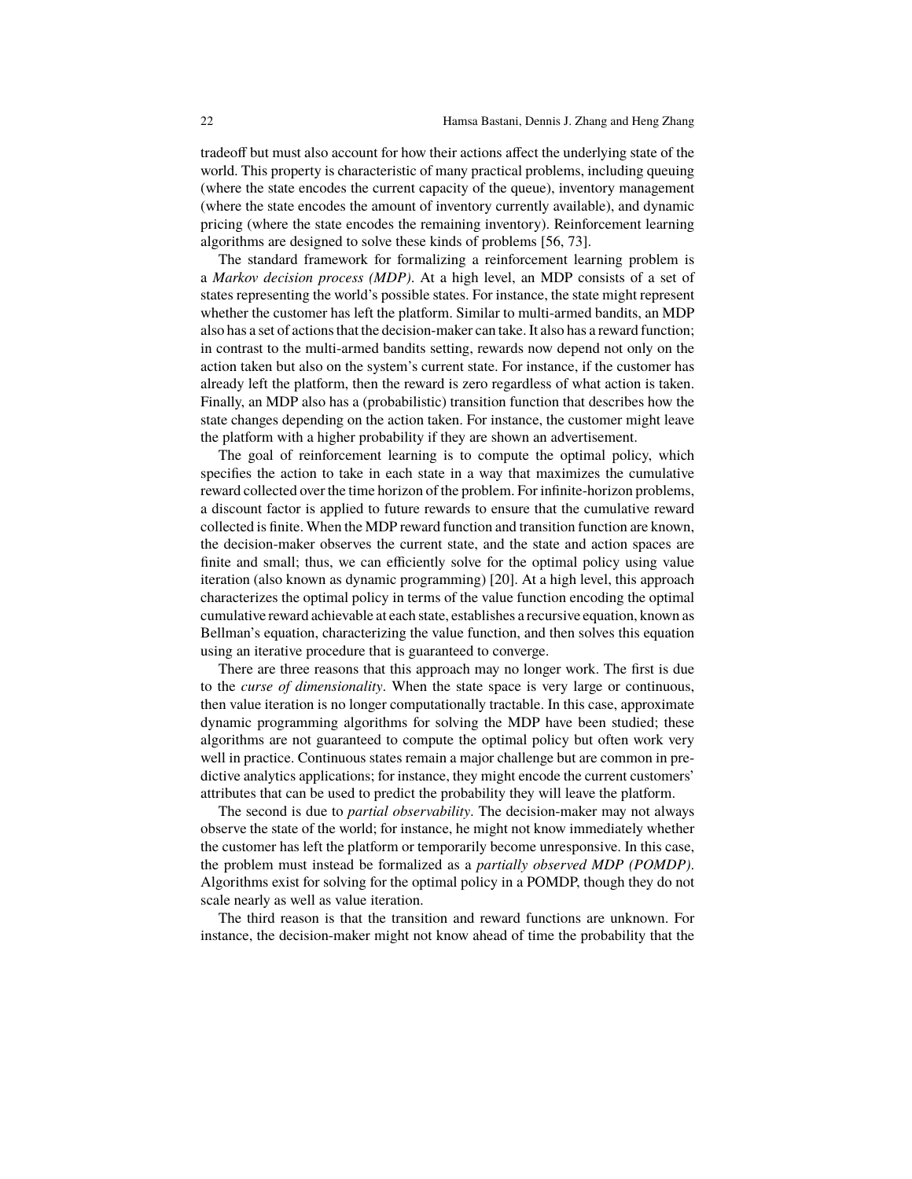tradeoff but must also account for how their actions affect the underlying state of the world. This property is characteristic of many practical problems, including queuing (where the state encodes the current capacity of the queue), inventory management (where the state encodes the amount of inventory currently available), and dynamic pricing (where the state encodes the remaining inventory). Reinforcement learning algorithms are designed to solve these kinds of problems [56, 73].

The standard framework for formalizing a reinforcement learning problem is a *Markov decision process (MDP)*. At a high level, an MDP consists of a set of states representing the world's possible states. For instance, the state might represent whether the customer has left the platform. Similar to multi-armed bandits, an MDP also has a set of actions that the decision-maker can take. It also has a reward function; in contrast to the multi-armed bandits setting, rewards now depend not only on the action taken but also on the system's current state. For instance, if the customer has already left the platform, then the reward is zero regardless of what action is taken. Finally, an MDP also has a (probabilistic) transition function that describes how the state changes depending on the action taken. For instance, the customer might leave the platform with a higher probability if they are shown an advertisement.

The goal of reinforcement learning is to compute the optimal policy, which specifies the action to take in each state in a way that maximizes the cumulative reward collected over the time horizon of the problem. For infinite-horizon problems, a discount factor is applied to future rewards to ensure that the cumulative reward collected is finite. When the MDP reward function and transition function are known, the decision-maker observes the current state, and the state and action spaces are finite and small; thus, we can efficiently solve for the optimal policy using value iteration (also known as dynamic programming) [20]. At a high level, this approach characterizes the optimal policy in terms of the value function encoding the optimal cumulative reward achievable at each state, establishes a recursive equation, known as Bellman's equation, characterizing the value function, and then solves this equation using an iterative procedure that is guaranteed to converge.

There are three reasons that this approach may no longer work. The first is due to the *curse of dimensionality*. When the state space is very large or continuous, then value iteration is no longer computationally tractable. In this case, approximate dynamic programming algorithms for solving the MDP have been studied; these algorithms are not guaranteed to compute the optimal policy but often work very well in practice. Continuous states remain a major challenge but are common in predictive analytics applications; for instance, they might encode the current customers' attributes that can be used to predict the probability they will leave the platform.

The second is due to *partial observability*. The decision-maker may not always observe the state of the world; for instance, he might not know immediately whether the customer has left the platform or temporarily become unresponsive. In this case, the problem must instead be formalized as a *partially observed MDP (POMDP)*. Algorithms exist for solving for the optimal policy in a POMDP, though they do not scale nearly as well as value iteration.

The third reason is that the transition and reward functions are unknown. For instance, the decision-maker might not know ahead of time the probability that the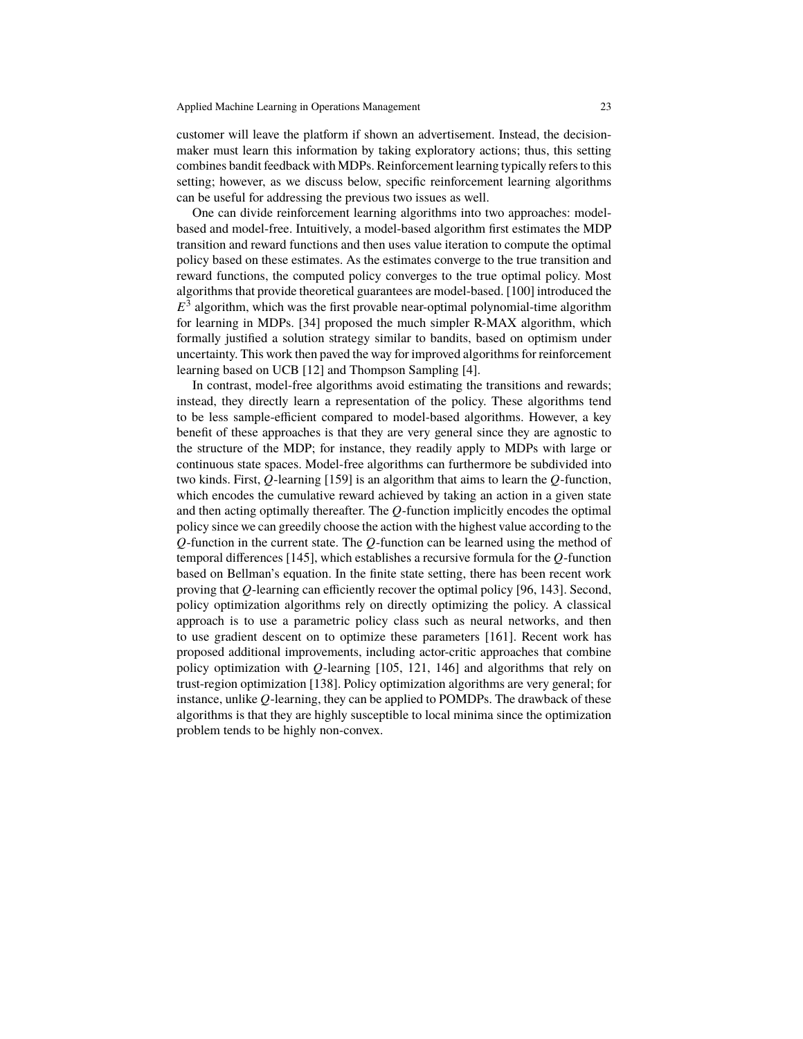customer will leave the platform if shown an advertisement. Instead, the decision-maker must learn this information by taking exploratory actions; thus, this setting combines bandit feedback with MDPs. Reinforcement learning typically refers to this setting; however, as we discuss below, specific reinforcement learning algorithms can be useful for addressing the previous two issues as well.

One can divide reinforcement learning algorithms into two approaches: model-based and model-free. Intuitively, a model-based algorithm first estimates the MDP transition and reward functions and then uses value iteration to compute the optimal policy based on these estimates. As the estimates converge to the true transition and reward functions, the computed policy converges to the true optimal policy. Most algorithms that provide theoretical guarantees are model-based. [100] introduced the $E^3$ algorithm, which was the first provable near-optimal polynomial-time algorithm for learning in MDPs. [34] proposed the much simpler R-MAX algorithm, which formally justified a solution strategy similar to bandits, based on optimism under uncertainty. This work then paved the way for improved algorithms for reinforcement learning based on UCB [12] and Thompson Sampling [4].

In contrast, model-free algorithms avoid estimating the transitions and rewards; instead, they directly learn a representation of the policy. These algorithms tend to be less sample-efficient compared to model-based algorithms. However, a key benefit of these approaches is that they are very general since they are agnostic to the structure of the MDP; for instance, they readily apply to MDPs with large or continuous state spaces. Model-free algorithms can furthermore be subdivided into two kinds. First, $Q$-learning [159] is an algorithm that aims to learn the $Q$-function, which encodes the cumulative reward achieved by taking an action in a given state and then acting optimally thereafter. The $Q$-function implicitly encodes the optimal policy since we can greedily choose the action with the highest value according to the $Q$-function in the current state. The $Q$-function can be learned using the method of temporal differences [145], which establishes a recursive formula for the $Q$-function based on Bellman's equation. In the finite state setting, there has been recent work proving that $Q$-learning can efficiently recover the optimal policy [96, 143]. Second, policy optimization algorithms rely on directly optimizing the policy. A classical approach is to use a parametric policy class such as neural networks, and then to use gradient descent on to optimize these parameters [161]. Recent work has proposed additional improvements, including actor-critic approaches that combine policy optimization with $Q$-learning [105, 121, 146] and algorithms that rely on trust-region optimization [138]. Policy optimization algorithms are very general; for instance, unlike $Q$-learning, they can be applied to POMDPs. The drawback of these algorithms is that they are highly susceptible to local minima since the optimization problem tends to be highly non-convex.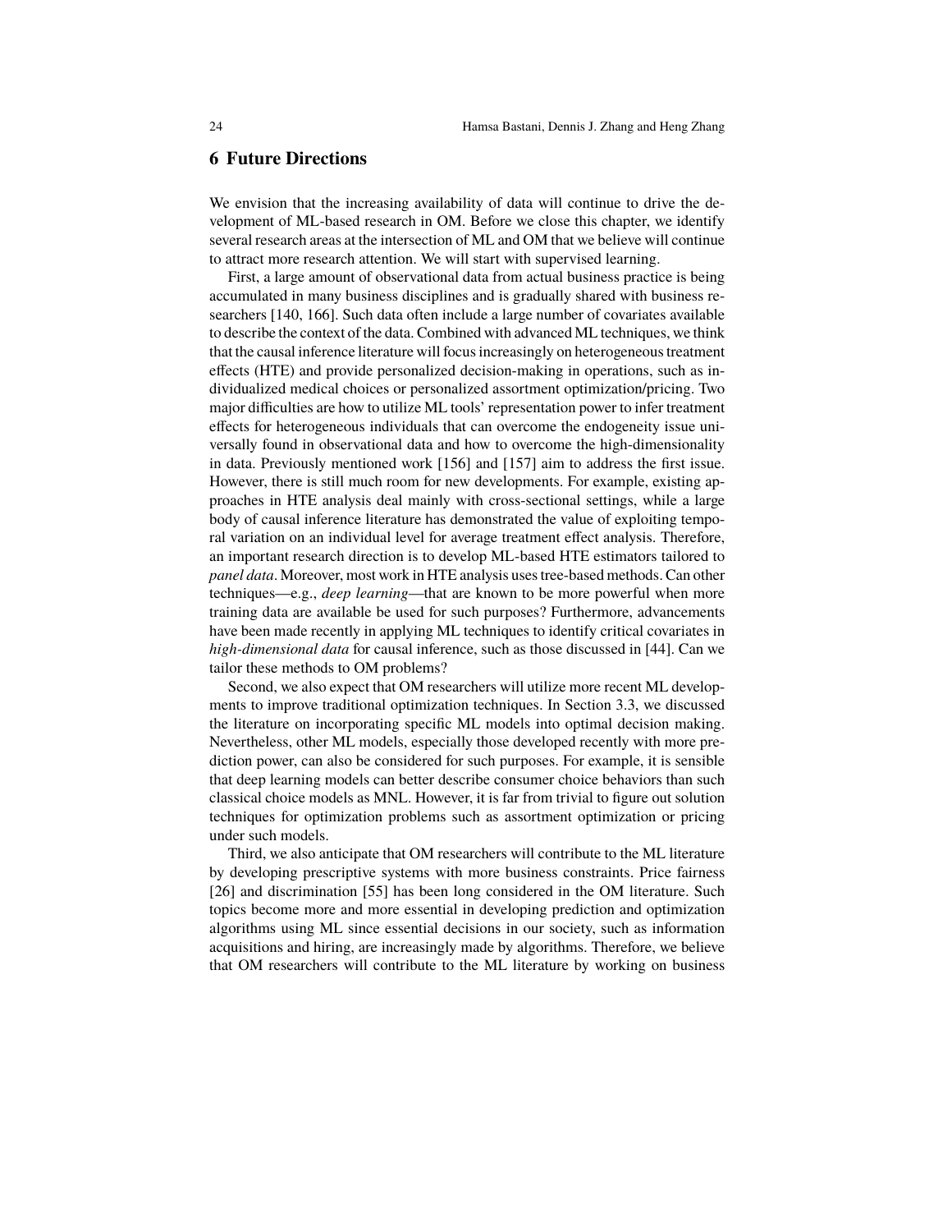## 6 Future Directions

We envision that the increasing availability of data will continue to drive the development of ML-based research in OM. Before we close this chapter, we identify several research areas at the intersection of ML and OM that we believe will continue to attract more research attention. We will start with supervised learning.

First, a large amount of observational data from actual business practice is being accumulated in many business disciplines and is gradually shared with business researchers [140, 166]. Such data often include a large number of covariates available to describe the context of the data. Combined with advanced ML techniques, we think that the causal inference literature will focus increasingly on heterogeneous treatment effects (HTE) and provide personalized decision-making in operations, such as individualized medical choices or personalized assortment optimization/pricing. Two major difficulties are how to utilize ML tools' representation power to infer treatment effects for heterogeneous individuals that can overcome the endogeneity issue universally found in observational data and how to overcome the high-dimensionality in data. Previously mentioned work [156] and [157] aim to address the first issue. However, there is still much room for new developments. For example, existing approaches in HTE analysis deal mainly with cross-sectional settings, while a large body of causal inference literature has demonstrated the value of exploiting temporal variation on an individual level for average treatment effect analysis. Therefore, an important research direction is to develop ML-based HTE estimators tailored to *panel data*. Moreover, most work in HTE analysis uses tree-based methods. Can other techniques—e.g., *deep learning*—that are known to be more powerful when more training data are available be used for such purposes? Furthermore, advancements have been made recently in applying ML techniques to identify critical covariates in *high-dimensional data* for causal inference, such as those discussed in [44]. Can we tailor these methods to OM problems?

Second, we also expect that OM researchers will utilize more recent ML developments to improve traditional optimization techniques. In Section 3.3, we discussed the literature on incorporating specific ML models into optimal decision making. Nevertheless, other ML models, especially those developed recently with more prediction power, can also be considered for such purposes. For example, it is sensible that deep learning models can better describe consumer choice behaviors than such classical choice models as MNL. However, it is far from trivial to figure out solution techniques for optimization problems such as assortment optimization or pricing under such models.

Third, we also anticipate that OM researchers will contribute to the ML literature by developing prescriptive systems with more business constraints. Price fairness [26] and discrimination [55] has been long considered in the OM literature. Such topics become more and more essential in developing prediction and optimization algorithms using ML since essential decisions in our society, such as information acquisitions and hiring, are increasingly made by algorithms. Therefore, we believe that OM researchers will contribute to the ML literature by working on business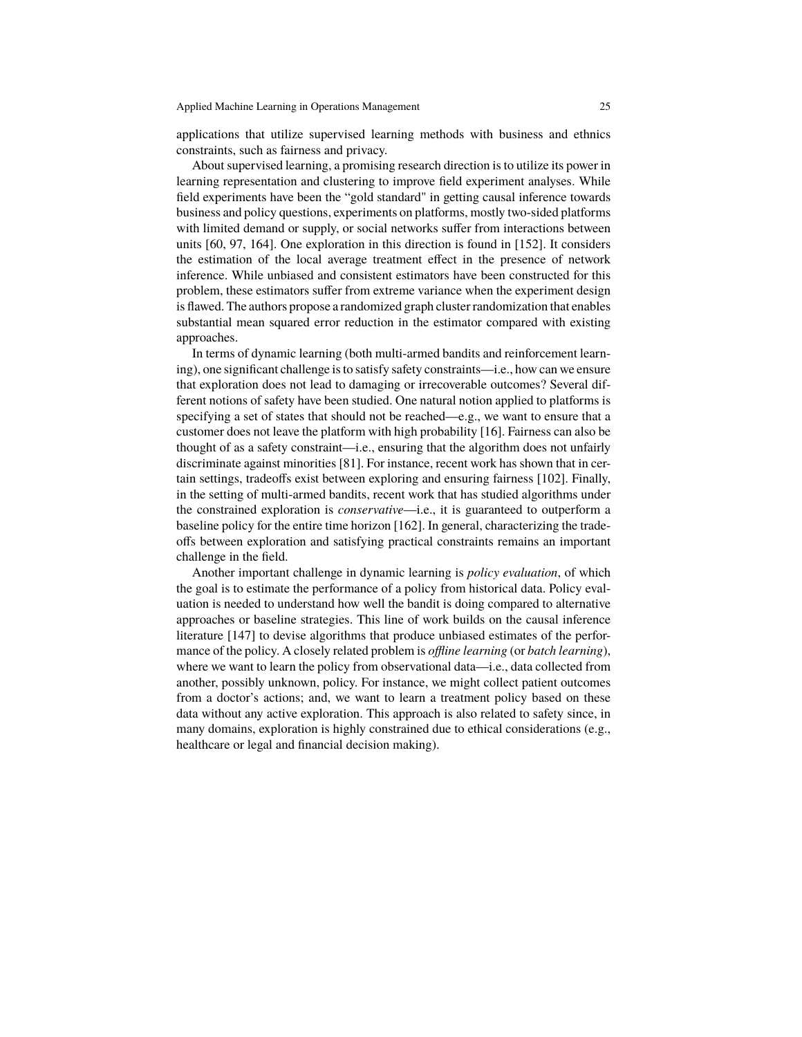applications that utilize supervised learning methods with business and ethnics constraints, such as fairness and privacy.

About supervised learning, a promising research direction is to utilize its power in learning representation and clustering to improve field experiment analyses. While field experiments have been the "gold standard" in getting causal inference towards business and policy questions, experiments on platforms, mostly two-sided platforms with limited demand or supply, or social networks suffer from interactions between units [60, 97, 164]. One exploration in this direction is found in [152]. It considers the estimation of the local average treatment effect in the presence of network inference. While unbiased and consistent estimators have been constructed for this problem, these estimators suffer from extreme variance when the experiment design is flawed. The authors propose a randomized graph cluster randomization that enables substantial mean squared error reduction in the estimator compared with existing approaches.

In terms of dynamic learning (both multi-armed bandits and reinforcement learning), one significant challenge is to satisfy safety constraints—i.e., how can we ensure that exploration does not lead to damaging or irrecoverable outcomes? Several different notions of safety have been studied. One natural notion applied to platforms is specifying a set of states that should not be reached—e.g., we want to ensure that a customer does not leave the platform with high probability [16]. Fairness can also be thought of as a safety constraint—i.e., ensuring that the algorithm does not unfairly discriminate against minorities [81]. For instance, recent work has shown that in certain settings, tradeoffs exist between exploring and ensuring fairness [102]. Finally, in the setting of multi-armed bandits, recent work that has studied algorithms under the constrained exploration is *conservative*—i.e., it is guaranteed to outperform a baseline policy for the entire time horizon [162]. In general, characterizing the tradeoffs between exploration and satisfying practical constraints remains an important challenge in the field.

Another important challenge in dynamic learning is *policy evaluation*, of which the goal is to estimate the performance of a policy from historical data. Policy evaluation is needed to understand how well the bandit is doing compared to alternative approaches or baseline strategies. This line of work builds on the causal inference literature [147] to devise algorithms that produce unbiased estimates of the performance of the policy. A closely related problem is *offline learning* (or *batch learning*), where we want to learn the policy from observational data—i.e., data collected from another, possibly unknown, policy. For instance, we might collect patient outcomes from a doctor's actions; and, we want to learn a treatment policy based on these data without any active exploration. This approach is also related to safety since, in many domains, exploration is highly constrained due to ethical considerations (e.g., healthcare or legal and financial decision making).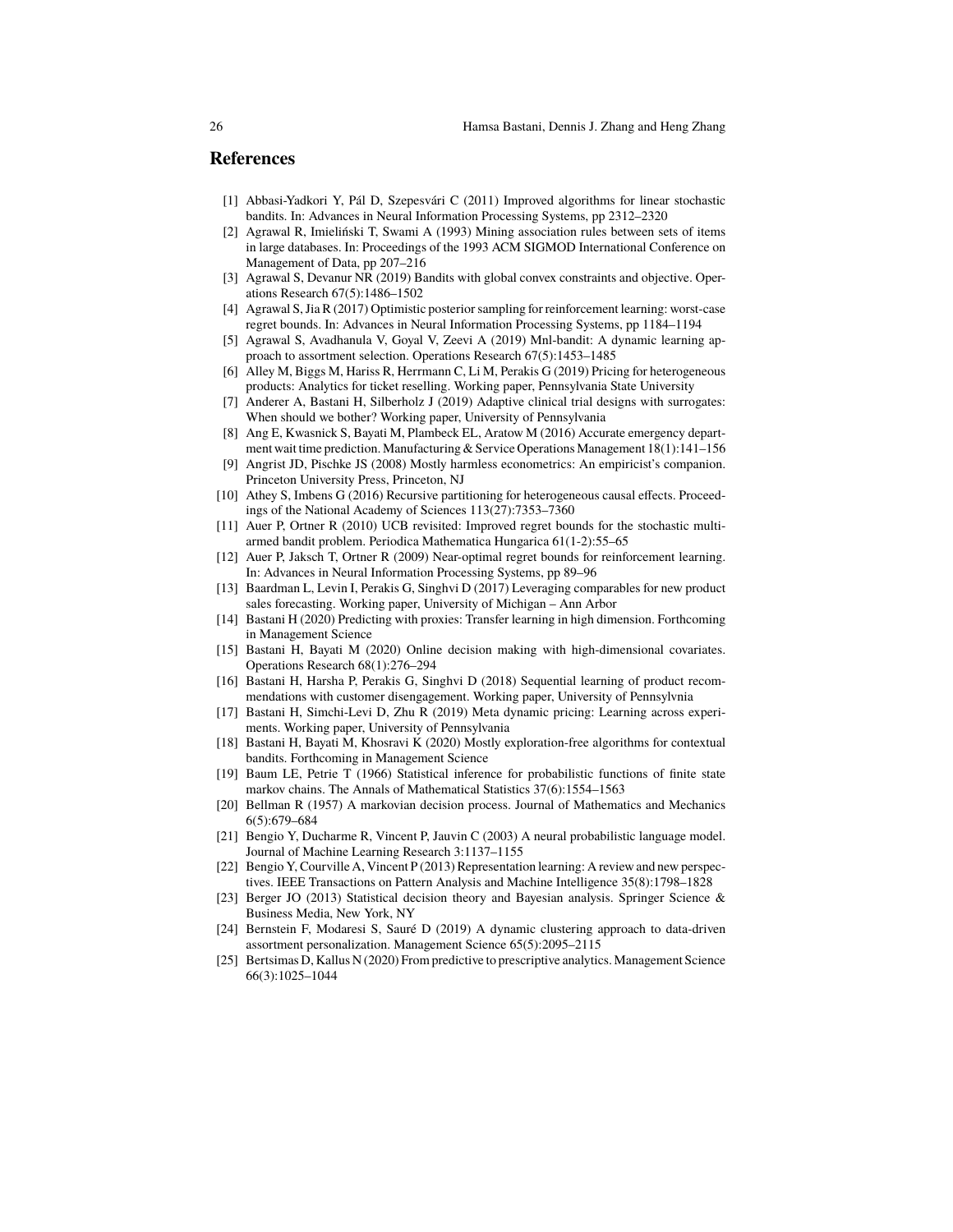## References

[1] Abbasi-Yadkori Y, Pál D, Szepesvári C (2011) Improved algorithms for linear stochastic bandits. In: Advances in Neural Information Processing Systems, pp 2312–2320

[2] Agrawal R, Imieliński T, Swami A (1993) Mining association rules between sets of items in large databases. In: Proceedings of the 1993 ACM SIGMOD International Conference on Management of Data, pp 207–216

[3] Agrawal S, Devanur NR (2019) Bandits with global convex constraints and objective. Operations Research 67(5):1486–1502

[4] Agrawal S, Jia R (2017) Optimistic posterior sampling for reinforcement learning: worst-case regret bounds. In: Advances in Neural Information Processing Systems, pp 1184–1194

[5] Agrawal S, Avadhanula V, Goyal V, Zeevi A (2019) Mnl-bandit: A dynamic learning approach to assortment selection. Operations Research 67(5):1453–1485

[6] Alley M, Biggs M, Hariss R, Herrmann C, Li M, Perakis G (2019) Pricing for heterogeneous products: Analytics for ticket reselling. Working paper, Pennsylvania State University

[7] Anderer A, Bastani H, Silberholz J (2019) Adaptive clinical trial designs with surrogates: When should we bother? Working paper, University of Pennsylvania

[8] Ang E, Kwasnick S, Bayati M, Plambeck EL, Aratow M (2016) Accurate emergency department wait time prediction. Manufacturing & Service Operations Management 18(1):141–156

[9] Angrist JD, Pischke JS (2008) Mostly harmless econometrics: An empiricist's companion. Princeton University Press, Princeton, NJ

[10] Athey S, Imbens G (2016) Recursive partitioning for heterogeneous causal effects. Proceedings of the National Academy of Sciences 113(27):7353–7360

[11] Auer P, Ortner R (2010) UCB revisited: Improved regret bounds for the stochastic multi-armed bandit problem. Periodica Mathematica Hungarica 61(1-2):55–65

[12] Auer P, Jaksch T, Ortner R (2009) Near-optimal regret bounds for reinforcement learning. In: Advances in Neural Information Processing Systems, pp 89–96

[13] Baardman L, Levin I, Perakis G, Singhvi D (2017) Leveraging comparables for new product sales forecasting. Working paper, University of Michigan – Ann Arbor

[14] Bastani H (2020) Predicting with proxies: Transfer learning in high dimension. Forthcoming in Management Science

[15] Bastani H, Bayati M (2020) Online decision making with high-dimensional covariates. Operations Research 68(1):276–294

[16] Bastani H, Harsha P, Perakis G, Singhvi D (2018) Sequential learning of product recommendations with customer disengagement. Working paper, University of Pennsylvnia

[17] Bastani H, Simchi-Levi D, Zhu R (2019) Meta dynamic pricing: Learning across experiments. Working paper, University of Pennsylvania

[18] Bastani H, Bayati M, Khosravi K (2020) Mostly exploration-free algorithms for contextual bandits. Forthcoming in Management Science

[19] Baum LE, Petrie T (1966) Statistical inference for probabilistic functions of finite state markov chains. The Annals of Mathematical Statistics 37(6):1554–1563

[20] Bellman R (1957) A markovian decision process. Journal of Mathematics and Mechanics 6(5):679–684

[21] Bengio Y, Ducharme R, Vincent P, Jauvin C (2003) A neural probabilistic language model. Journal of Machine Learning Research 3:1137–1155

[22] Bengio Y, Courville A, Vincent P (2013) Representation learning: A review and new perspectives. IEEE Transactions on Pattern Analysis and Machine Intelligence 35(8):1798–1828

[23] Berger JO (2013) Statistical decision theory and Bayesian analysis. Springer Science & Business Media, New York, NY

[24] Bernstein F, Modaresi S, Sauré D (2019) A dynamic clustering approach to data-driven assortment personalization. Management Science 65(5):2095–2115

[25] Bertsimas D, Kallus N (2020) From predictive to prescriptive analytics. Management Science 66(3):1025–1044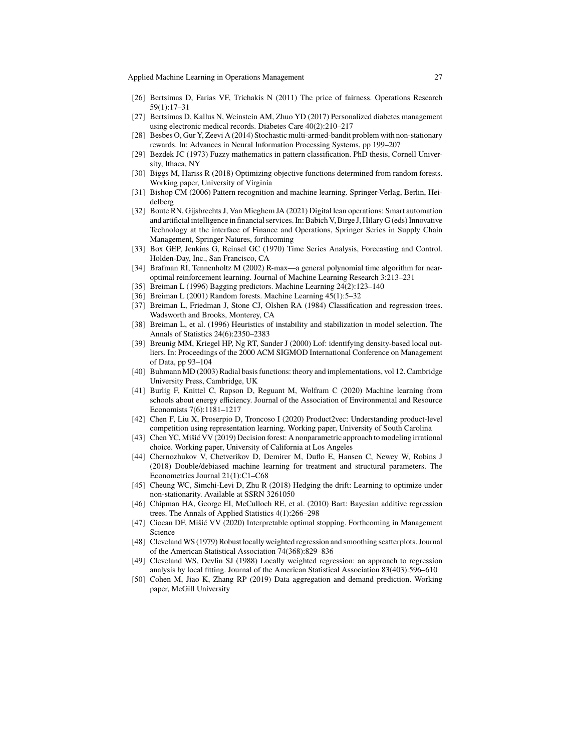[26] Bertsimas D, Farias VF, Trichakis N (2011) The price of fairness. Operations Research 59(1):17–31

[27] Bertsimas D, Kallus N, Weinstein AM, Zhuo YD (2017) Personalized diabetes management using electronic medical records. Diabetes Care 40(2):210–217

[28] Besbes O, Gur Y, Zeevi A (2014) Stochastic multi-armed-bandit problem with non-stationary rewards. In: Advances in Neural Information Processing Systems, pp 199–207

[29] Bezdek JC (1973) Fuzzy mathematics in pattern classification. PhD thesis, Cornell University, Ithaca, NY

[30] Biggs M, Hariss R (2018) Optimizing objective functions determined from random forests. Working paper, University of Virginia

[31] Bishop CM (2006) Pattern recognition and machine learning. Springer-Verlag, Berlin, Heidelberg

[32] Boute RN, Gijsbrechts J, Van Mieghem JA (2021) Digital lean operations: Smart automation and artificial intelligence in financial services. In: Babich V, Birge J, Hilary G (eds) Innovative Technology at the interface of Finance and Operations, Springer Series in Supply Chain Management, Springer Natures, forthcoming

[33] Box GEP, Jenkins G, Reinsel GC (1970) Time Series Analysis, Forecasting and Control. Holden-Day, Inc., San Francisco, CA

[34] Brafman RI, Tennenholtz M (2002) R-max—a general polynomial time algorithm for near-optimal reinforcement learning. Journal of Machine Learning Research 3:213–231

[35] Breiman L (1996) Bagging predictors. Machine Learning 24(2):123–140

[36] Breiman L (2001) Random forests. Machine Learning 45(1):5–32

[37] Breiman L, Friedman J, Stone CJ, Olshen RA (1984) Classification and regression trees. Wadsworth and Brooks, Monterey, CA

[38] Breiman L, et al. (1996) Heuristics of instability and stabilization in model selection. The Annals of Statistics 24(6):2350–2383

[39] Breunig MM, Kriegel HP, Ng RT, Sander J (2000) Lof: identifying density-based local outliers. In: Proceedings of the 2000 ACM SIGMOD International Conference on Management of Data, pp 93–104

[40] Buhmann MD (2003) Radial basis functions: theory and implementations, vol 12. Cambridge University Press, Cambridge, UK

[41] Burlig F, Knittel C, Rapson D, Reguant M, Wolfram C (2020) Machine learning from schools about energy efficiency. Journal of the Association of Environmental and Resource Economists 7(6):1181–1217

[42] Chen F, Liu X, Proserpio D, Troncoso I (2020) Product2vec: Understanding product-level competition using representation learning. Working paper, University of South Carolina

[43] Chen YC, Mišić VV (2019) Decision forest: A nonparametric approach to modeling irrational choice. Working paper, University of California at Los Angeles

[44] Chernozhukov V, Chetverikov D, Demirer M, Duflo E, Hansen C, Newey W, Robins J (2018) Double/debiased machine learning for treatment and structural parameters. The Econometrics Journal 21(1):C1–C68

[45] Cheung WC, Simchi-Levi D, Zhu R (2018) Hedging the drift: Learning to optimize under non-stationarity. Available at SSRN 3261050

[46] Chipman HA, George EI, McCulloch RE, et al. (2010) Bart: Bayesian additive regression trees. The Annals of Applied Statistics 4(1):266–298

[47] Ciocan DF, Mišić VV (2020) Interpretable optimal stopping. Forthcoming in Management Science

[48] Cleveland WS (1979) Robust locally weighted regression and smoothing scatterplots. Journal of the American Statistical Association 74(368):829–836

[49] Cleveland WS, Devlin SJ (1988) Locally weighted regression: an approach to regression analysis by local fitting. Journal of the American Statistical Association 83(403):596–610

[50] Cohen M, Jiao K, Zhang RP (2019) Data aggregation and demand prediction. Working paper, McGill University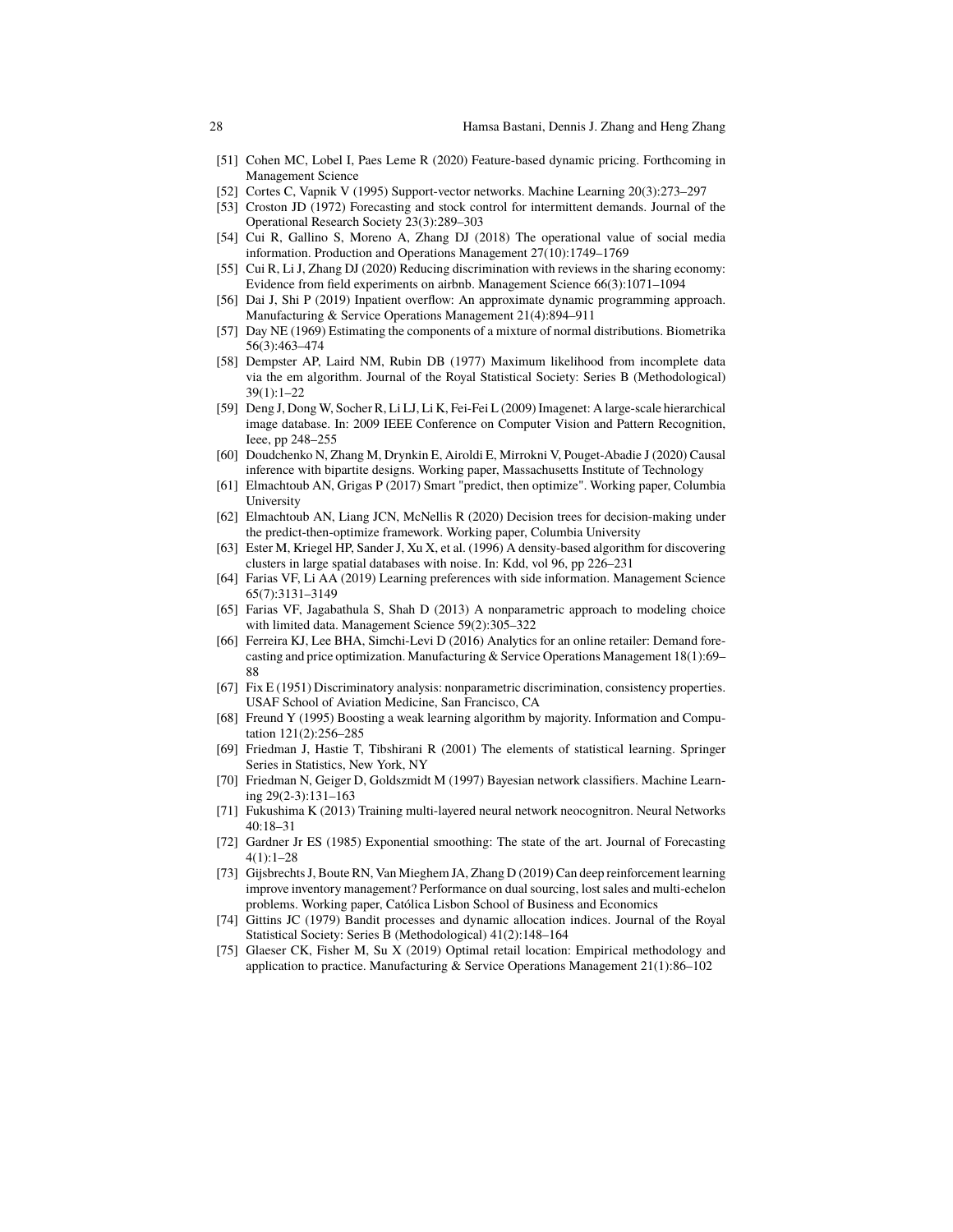[51] Cohen MC, Lobel I, Paes Leme R (2020) Feature-based dynamic pricing. Forthcoming in Management Science

[52] Cortes C, Vapnik V (1995) Support-vector networks. Machine Learning 20(3):273–297

[53] Croston JD (1972) Forecasting and stock control for intermittent demands. Journal of the Operational Research Society 23(3):289–303

[54] Cui R, Gallino S, Moreno A, Zhang DJ (2018) The operational value of social media information. Production and Operations Management 27(10):1749–1769

[55] Cui R, Li J, Zhang DJ (2020) Reducing discrimination with reviews in the sharing economy: Evidence from field experiments on airbnb. Management Science 66(3):1071–1094

[56] Dai J, Shi P (2019) Inpatient overflow: An approximate dynamic programming approach. Manufacturing & Service Operations Management 21(4):894–911

[57] Day NE (1969) Estimating the components of a mixture of normal distributions. Biometrika 56(3):463–474

[58] Dempster AP, Laird NM, Rubin DB (1977) Maximum likelihood from incomplete data via the em algorithm. Journal of the Royal Statistical Society: Series B (Methodological) 39(1):1–22

[59] Deng J, Dong W, Socher R, Li LJ, Li K, Fei-Fei L (2009) Imagenet: A large-scale hierarchical image database. In: 2009 IEEE Conference on Computer Vision and Pattern Recognition, Ieee, pp 248–255

[60] Doudchenko N, Zhang M, Drynkin E, Airoldi E, Mirrokni V, Pouget-Abadie J (2020) Causal inference with bipartite designs. Working paper, Massachusetts Institute of Technology

[61] Elmachtoub AN, Grigas P (2017) Smart "predict, then optimize". Working paper, Columbia University

[62] Elmachtoub AN, Liang JCN, McNellis R (2020) Decision trees for decision-making under the predict-then-optimize framework. Working paper, Columbia University

[63] Ester M, Kriegel HP, Sander J, Xu X, et al. (1996) A density-based algorithm for discovering clusters in large spatial databases with noise. In: Kdd, vol 96, pp 226–231

[64] Farias VF, Li AA (2019) Learning preferences with side information. Management Science 65(7):3131–3149

[65] Farias VF, Jagabathula S, Shah D (2013) A nonparametric approach to modeling choice with limited data. Management Science 59(2):305–322

[66] Ferreira KJ, Lee BHA, Simchi-Levi D (2016) Analytics for an online retailer: Demand forecasting and price optimization. Manufacturing & Service Operations Management 18(1):69–88

[67] Fix E (1951) Discriminatory analysis: nonparametric discrimination, consistency properties. USAF School of Aviation Medicine, San Francisco, CA

[68] Freund Y (1995) Boosting a weak learning algorithm by majority. Information and Computation 121(2):256–285

[69] Friedman J, Hastie T, Tibshirani R (2001) The elements of statistical learning. Springer Series in Statistics, New York, NY

[70] Friedman N, Geiger D, Goldszmidt M (1997) Bayesian network classifiers. Machine Learning 29(2-3):131–163

[71] Fukushima K (2013) Training multi-layered neural network neocognitron. Neural Networks 40:18–31

[72] Gardner Jr ES (1985) Exponential smoothing: The state of the art. Journal of Forecasting 4(1):1–28

[73] Gijsbrechts J, Boute RN, Van Mieghem JA, Zhang D (2019) Can deep reinforcement learning improve inventory management? Performance on dual sourcing, lost sales and multi-echelon problems. Working paper, Católica Lisbon School of Business and Economics

[74] Gittins JC (1979) Bandit processes and dynamic allocation indices. Journal of the Royal Statistical Society: Series B (Methodological) 41(2):148–164

[75] Glaeser CK, Fisher M, Su X (2019) Optimal retail location: Empirical methodology and application to practice. Manufacturing & Service Operations Management 21(1):86–102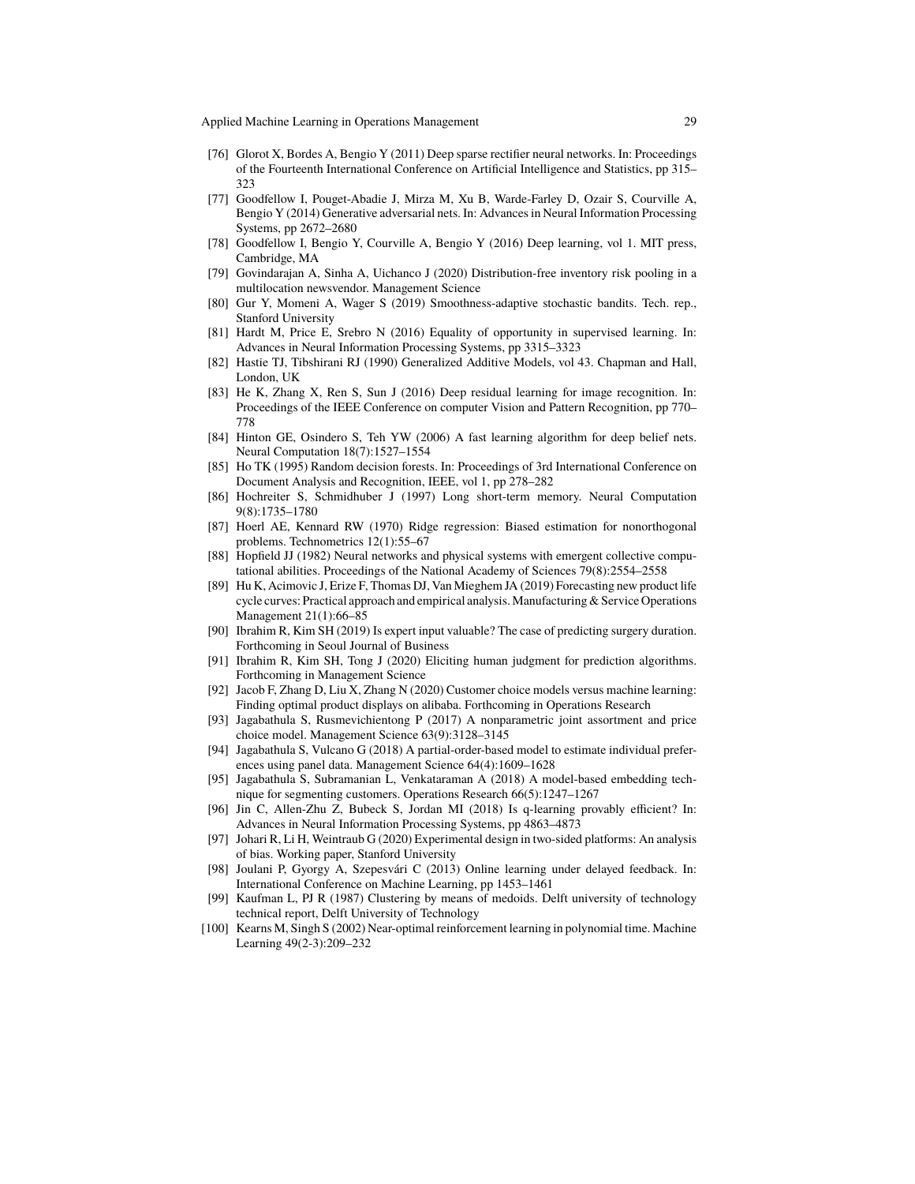[76] Glorot X, Bordes A, Bengio Y (2011) Deep sparse rectifier neural networks. In: Proceedings of the Fourteenth International Conference on Artificial Intelligence and Statistics, pp 315–323

[77] Goodfellow I, Pouget-Abadie J, Mirza M, Xu B, Warde-Farley D, Ozair S, Courville A, Bengio Y (2014) Generative adversarial nets. In: Advances in Neural Information Processing Systems, pp 2672–2680

[78] Goodfellow I, Bengio Y, Courville A, Bengio Y (2016) Deep learning, vol 1. MIT press, Cambridge, MA

[79] Govindarajan A, Sinha A, Uichanco J (2020) Distribution-free inventory risk pooling in a multilocation newsvendor. Management Science

[80] Gur Y, Momeni A, Wager S (2019) Smoothness-adaptive stochastic bandits. Tech. rep., Stanford University

[81] Hardt M, Price E, Srebro N (2016) Equality of opportunity in supervised learning. In: Advances in Neural Information Processing Systems, pp 3315–3323

[82] Hastie TJ, Tibshirani RJ (1990) Generalized Additive Models, vol 43. Chapman and Hall, London, UK

[83] He K, Zhang X, Ren S, Sun J (2016) Deep residual learning for image recognition. In: Proceedings of the IEEE Conference on computer Vision and Pattern Recognition, pp 770–778

[84] Hinton GE, Osindero S, Teh YW (2006) A fast learning algorithm for deep belief nets. Neural Computation 18(7):1527–1554

[85] Ho TK (1995) Random decision forests. In: Proceedings of 3rd International Conference on Document Analysis and Recognition, IEEE, vol 1, pp 278–282

[86] Hochreiter S, Schmidhuber J (1997) Long short-term memory. Neural Computation 9(8):1735–1780

[87] Hoerl AE, Kennard RW (1970) Ridge regression: Biased estimation for nonorthogonal problems. Technometrics 12(1):55–67

[88] Hopfield JJ (1982) Neural networks and physical systems with emergent collective computational abilities. Proceedings of the National Academy of Sciences 79(8):2554–2558

[89] Hu K, Acimovic J, Erize F, Thomas DJ, Van Mieghem JA (2019) Forecasting new product life cycle curves: Practical approach and empirical analysis. Manufacturing & Service Operations Management 21(1):66–85

[90] Ibrahim R, Kim SH (2019) Is expert input valuable? The case of predicting surgery duration. Forthcoming in Seoul Journal of Business

[91] Ibrahim R, Kim SH, Tong J (2020) Eliciting human judgment for prediction algorithms. Forthcoming in Management Science

[92] Jacob F, Zhang D, Liu X, Zhang N (2020) Customer choice models versus machine learning: Finding optimal product displays on alibaba. Forthcoming in Operations Research

[93] Jagabathula S, Rusmevichientong P (2017) A nonparametric joint assortment and price choice model. Management Science 63(9):3128–3145

[94] Jagabathula S, Vulcano G (2018) A partial-order-based model to estimate individual preferences using panel data. Management Science 64(4):1609–1628

[95] Jagabathula S, Subramanian L, Venkataraman A (2018) A model-based embedding technique for segmenting customers. Operations Research 66(5):1247–1267

[96] Jin C, Allen-Zhu Z, Bubeck S, Jordan MI (2018) Is q-learning provably efficient? In: Advances in Neural Information Processing Systems, pp 4863–4873

[97] Johari R, Li H, Weintraub G (2020) Experimental design in two-sided platforms: An analysis of bias. Working paper, Stanford University

[98] Joulani P, Gyorgy A, Szepesvári C (2013) Online learning under delayed feedback. In: International Conference on Machine Learning, pp 1453–1461

[99] Kaufman L, PJ R (1987) Clustering by means of medoids. Delft university of technology technical report, Delft University of Technology

[100] Kearns M, Singh S (2002) Near-optimal reinforcement learning in polynomial time. Machine Learning 49(2-3):209–232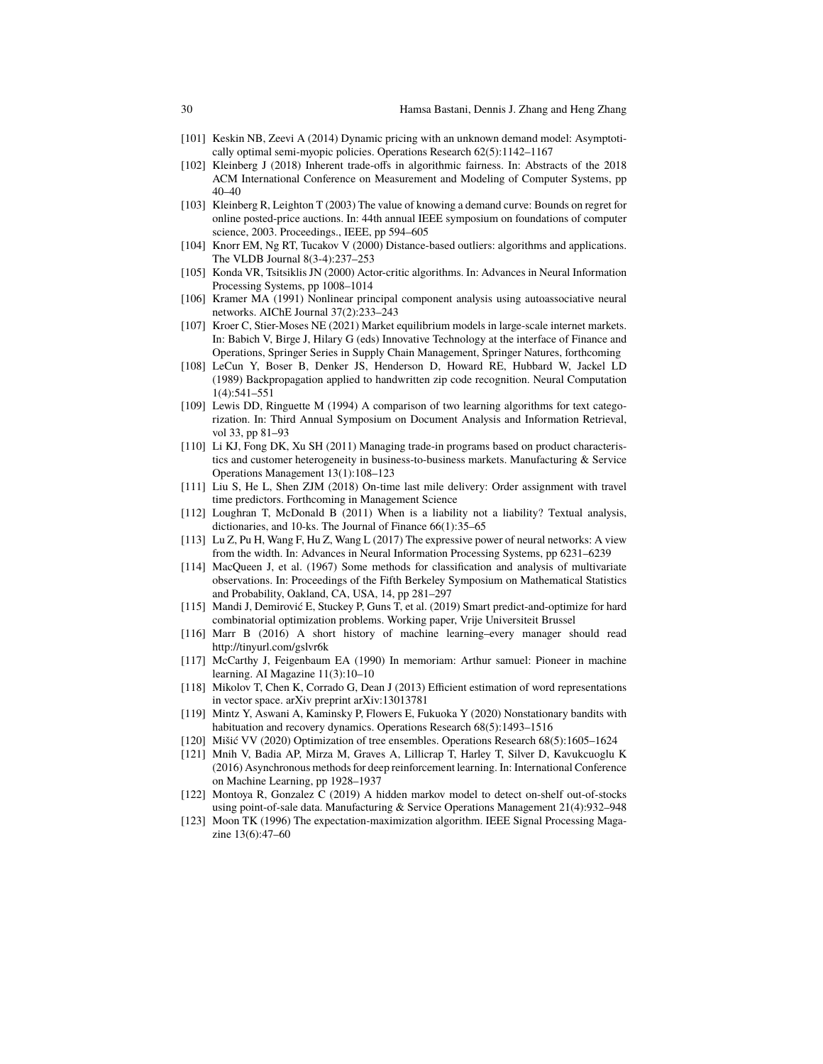[101] Keskin NB, Zeevi A (2014) Dynamic pricing with an unknown demand model: Asymptotically optimal semi-myopic policies. Operations Research 62(5):1142–1167

[102] Kleinberg J (2018) Inherent trade-offs in algorithmic fairness. In: Abstracts of the 2018 ACM International Conference on Measurement and Modeling of Computer Systems, pp 40–40

[103] Kleinberg R, Leighton T (2003) The value of knowing a demand curve: Bounds on regret for online posted-price auctions. In: 44th annual IEEE symposium on foundations of computer science, 2003. Proceedings., IEEE, pp 594–605

[104] Knorr EM, Ng RT, Tucakov V (2000) Distance-based outliers: algorithms and applications. The VLDB Journal 8(3-4):237–253

[105] Konda VR, Tsitsiklis JN (2000) Actor-critic algorithms. In: Advances in Neural Information Processing Systems, pp 1008–1014

[106] Kramer MA (1991) Nonlinear principal component analysis using autoassociative neural networks. AIChE Journal 37(2):233–243

[107] Kroer C, Stier-Moses NE (2021) Market equilibrium models in large-scale internet markets. In: Babich V, Birge J, Hilary G (eds) Innovative Technology at the interface of Finance and Operations, Springer Series in Supply Chain Management, Springer Natures, forthcoming

[108] LeCun Y, Boser B, Denker JS, Henderson D, Howard RE, Hubbard W, Jackel LD (1989) Backpropagation applied to handwritten zip code recognition. Neural Computation 1(4):541–551

[109] Lewis DD, Ringuette M (1994) A comparison of two learning algorithms for text categorization. In: Third Annual Symposium on Document Analysis and Information Retrieval, vol 33, pp 81–93

[110] Li KJ, Fong DK, Xu SH (2011) Managing trade-in programs based on product characteristics and customer heterogeneity in business-to-business markets. Manufacturing & Service Operations Management 13(1):108–123

[111] Liu S, He L, Shen ZJM (2018) On-time last mile delivery: Order assignment with travel time predictors. Forthcoming in Management Science

[112] Loughran T, McDonald B (2011) When is a liability not a liability? Textual analysis, dictionaries, and 10-ks. The Journal of Finance 66(1):35–65

[113] Lu Z, Pu H, Wang F, Hu Z, Wang L (2017) The expressive power of neural networks: A view from the width. In: Advances in Neural Information Processing Systems, pp 6231–6239

[114] MacQueen J, et al. (1967) Some methods for classification and analysis of multivariate observations. In: Proceedings of the Fifth Berkeley Symposium on Mathematical Statistics and Probability, Oakland, CA, USA, 14, pp 281–297

[115] Mandi J, Demirović E, Stuckey P, Guns T, et al. (2019) Smart predict-and-optimize for hard combinatorial optimization problems. Working paper, Vrije Universiteit Brussel

[116] Marr B (2016) A short history of machine learning–every manager should read http://tinyurl.com/gslvr6k

[117] McCarthy J, Feigenbaum EA (1990) In memoriam: Arthur samuel: Pioneer in machine learning. AI Magazine 11(3):10–10

[118] Mikolov T, Chen K, Corrado G, Dean J (2013) Efficient estimation of word representations in vector space. arXiv preprint arXiv:13013781

[119] Mintz Y, Aswani A, Kaminsky P, Flowers E, Fukuoka Y (2020) Nonstationary bandits with habituation and recovery dynamics. Operations Research 68(5):1493–1516

[120] Mišić VV (2020) Optimization of tree ensembles. Operations Research 68(5):1605–1624

[121] Mnih V, Badia AP, Mirza M, Graves A, Lillicrap T, Harley T, Silver D, Kavukcuoglu K (2016) Asynchronous methods for deep reinforcement learning. In: International Conference on Machine Learning, pp 1928–1937

[122] Montoya R, Gonzalez C (2019) A hidden markov model to detect on-shelf out-of-stocks using point-of-sale data. Manufacturing & Service Operations Management 21(4):932–948

[123] Moon TK (1996) The expectation-maximization algorithm. IEEE Signal Processing Magazine 13(6):47–60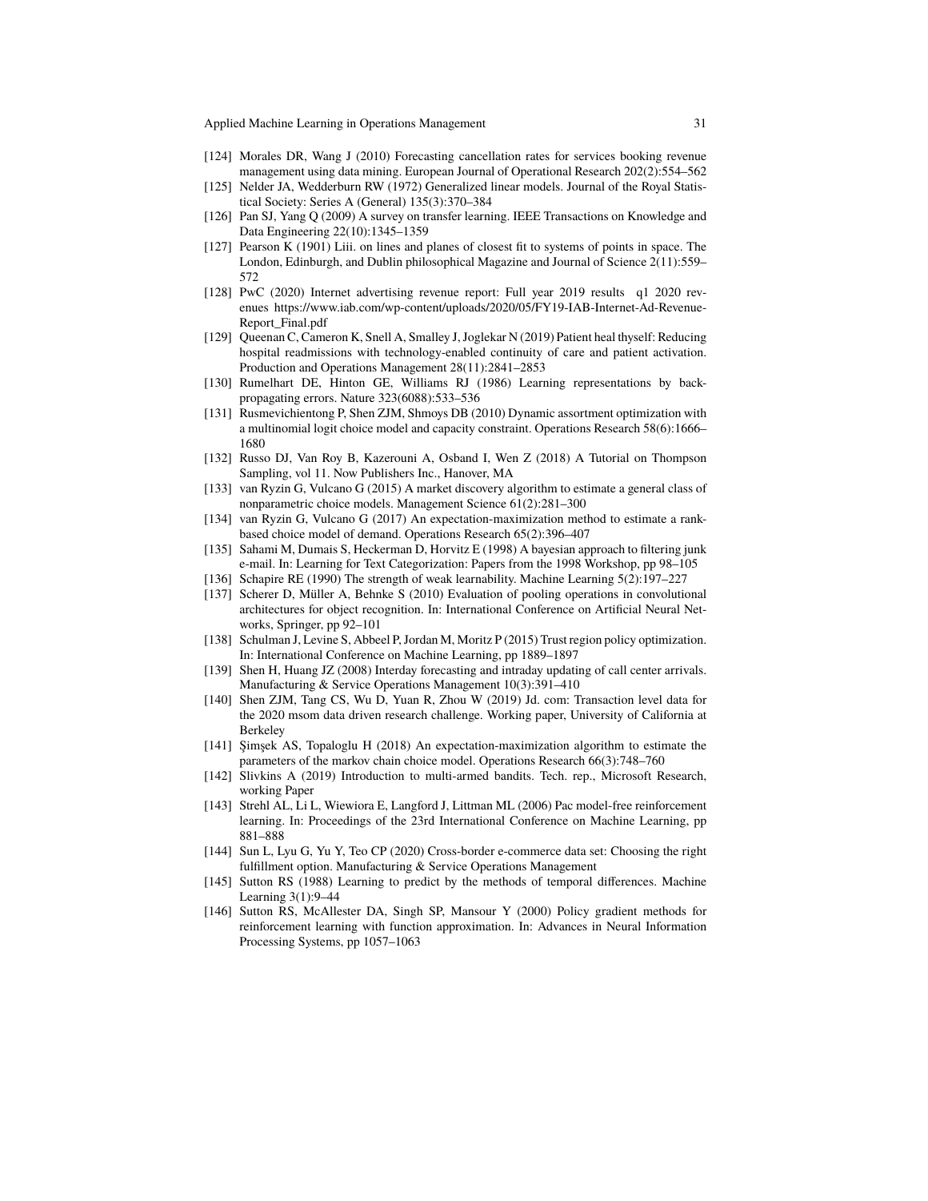[124] Morales DR, Wang J (2010) Forecasting cancellation rates for services booking revenue management using data mining. European Journal of Operational Research 202(2):554–562

[125] Nelder JA, Wedderburn RW (1972) Generalized linear models. Journal of the Royal Statistical Society: Series A (General) 135(3):370–384

[126] Pan SJ, Yang Q (2009) A survey on transfer learning. IEEE Transactions on Knowledge and Data Engineering 22(10):1345–1359

[127] Pearson K (1901) Liii. on lines and planes of closest fit to systems of points in space. The London, Edinburgh, and Dublin philosophical Magazine and Journal of Science 2(11):559–572

[128] PwC (2020) Internet advertising revenue report: Full year 2019 results q1 2020 revenues https://www.iab.com/wp-content/uploads/2020/05/FY19-IAB-Internet-Ad-Revenue-Report_Final.pdf

[129] Queenan C, Cameron K, Snell A, Smalley J, Joglekar N (2019) Patient heal thyself: Reducing hospital readmissions with technology-enabled continuity of care and patient activation. Production and Operations Management 28(11):2841–2853

[130] Rumelhart DE, Hinton GE, Williams RJ (1986) Learning representations by back-propagating errors. Nature 323(6088):533–536

[131] Rusmevichientong P, Shen ZJM, Shmoys DB (2010) Dynamic assortment optimization with a multinomial logit choice model and capacity constraint. Operations Research 58(6):1666–1680

[132] Russo DJ, Van Roy B, Kazerouni A, Osband I, Wen Z (2018) A Tutorial on Thompson Sampling, vol 11. Now Publishers Inc., Hanover, MA

[133] van Ryzin G, Vulcano G (2015) A market discovery algorithm to estimate a general class of nonparametric choice models. Management Science 61(2):281–300

[134] van Ryzin G, Vulcano G (2017) An expectation-maximization method to estimate a rank-based choice model of demand. Operations Research 65(2):396–407

[135] Sahami M, Dumais S, Heckerman D, Horvitz E (1998) A bayesian approach to filtering junk e-mail. In: Learning for Text Categorization: Papers from the 1998 Workshop, pp 98–105

[136] Schapire RE (1990) The strength of weak learnability. Machine Learning 5(2):197–227

[137] Scherer D, Müller A, Behnke S (2010) Evaluation of pooling operations in convolutional architectures for object recognition. In: International Conference on Artificial Neural Networks, Springer, pp 92–101

[138] Schulman J, Levine S, Abbeel P, Jordan M, Moritz P (2015) Trust region policy optimization. In: International Conference on Machine Learning, pp 1889–1897

[139] Shen H, Huang JZ (2008) Interday forecasting and intraday updating of call center arrivals. Manufacturing & Service Operations Management 10(3):391–410

[140] Shen ZJM, Tang CS, Wu D, Yuan R, Zhou W (2019) Jd. com: Transaction level data for the 2020 msom data driven research challenge. Working paper, University of California at Berkeley

[141] Şimşek AS, Topaloglu H (2018) An expectation-maximization algorithm to estimate the parameters of the markov chain choice model. Operations Research 66(3):748–760

[142] Slivkins A (2019) Introduction to multi-armed bandits. Tech. rep., Microsoft Research, working Paper

[143] Strehl AL, Li L, Wiewiora E, Langford J, Littman ML (2006) Pac model-free reinforcement learning. In: Proceedings of the 23rd International Conference on Machine Learning, pp 881–888

[144] Sun L, Lyu G, Yu Y, Teo CP (2020) Cross-border e-commerce data set: Choosing the right fulfillment option. Manufacturing & Service Operations Management

[145] Sutton RS (1988) Learning to predict by the methods of temporal differences. Machine Learning 3(1):9–44

[146] Sutton RS, McAllester DA, Singh SP, Mansour Y (2000) Policy gradient methods for reinforcement learning with function approximation. In: Advances in Neural Information Processing Systems, pp 1057–1063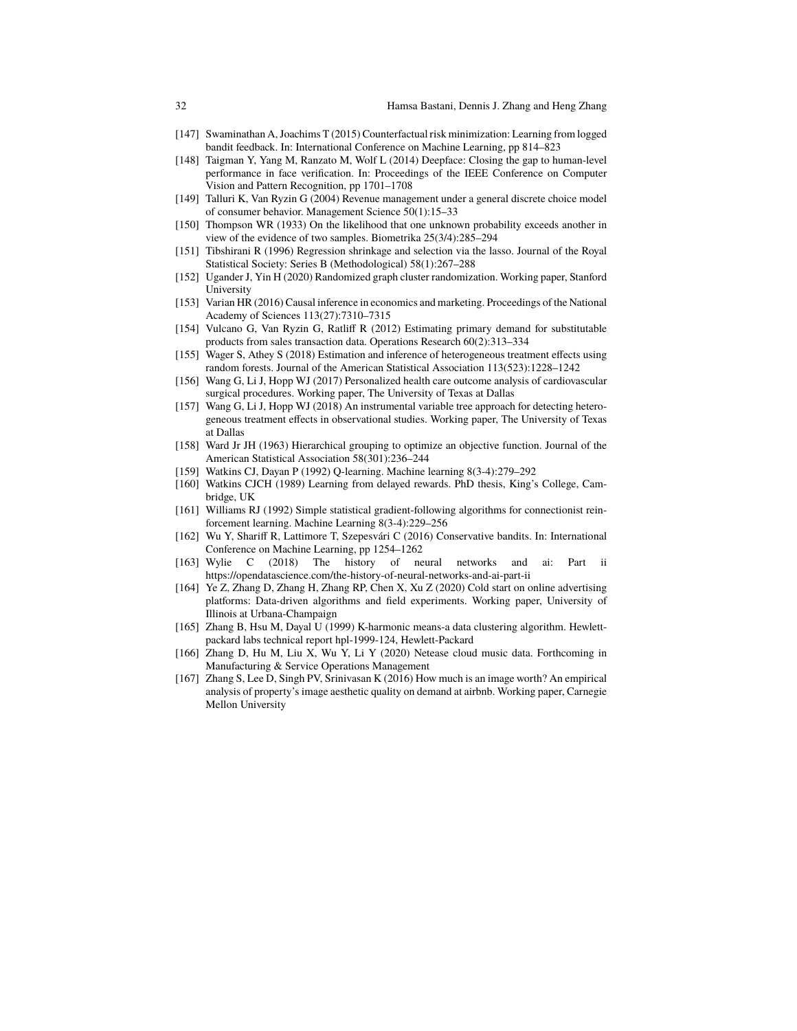[147] Swaminathan A, Joachims T (2015) Counterfactual risk minimization: Learning from logged bandit feedback. In: International Conference on Machine Learning, pp 814–823

[148] Taigman Y, Yang M, Ranzato M, Wolf L (2014) Deepface: Closing the gap to human-level performance in face verification. In: Proceedings of the IEEE Conference on Computer Vision and Pattern Recognition, pp 1701–1708

[149] Talluri K, Van Ryzin G (2004) Revenue management under a general discrete choice model of consumer behavior. Management Science 50(1):15–33

[150] Thompson WR (1933) On the likelihood that one unknown probability exceeds another in view of the evidence of two samples. Biometrika 25(3/4):285–294

[151] Tibshirani R (1996) Regression shrinkage and selection via the lasso. Journal of the Royal Statistical Society: Series B (Methodological) 58(1):267–288

[152] Ugander J, Yin H (2020) Randomized graph cluster randomization. Working paper, Stanford University

[153] Varian HR (2016) Causal inference in economics and marketing. Proceedings of the National Academy of Sciences 113(27):7310–7315

[154] Vulcano G, Van Ryzin G, Ratliff R (2012) Estimating primary demand for substitutable products from sales transaction data. Operations Research 60(2):313–334

[155] Wager S, Athey S (2018) Estimation and inference of heterogeneous treatment effects using random forests. Journal of the American Statistical Association 113(523):1228–1242

[156] Wang G, Li J, Hopp WJ (2017) Personalized health care outcome analysis of cardiovascular surgical procedures. Working paper, The University of Texas at Dallas

[157] Wang G, Li J, Hopp WJ (2018) An instrumental variable tree approach for detecting heterogeneous treatment effects in observational studies. Working paper, The University of Texas at Dallas

[158] Ward Jr JH (1963) Hierarchical grouping to optimize an objective function. Journal of the American Statistical Association 58(301):236–244

[159] Watkins CJ, Dayan P (1992) Q-learning. Machine learning 8(3-4):279–292

[160] Watkins CJCH (1989) Learning from delayed rewards. PhD thesis, King's College, Cambridge, UK

[161] Williams RJ (1992) Simple statistical gradient-following algorithms for connectionist reinforcement learning. Machine Learning 8(3-4):229–256

[162] Wu Y, Shariff R, Lattimore T, Szepesvári C (2016) Conservative bandits. In: International Conference on Machine Learning, pp 1254–1262

[163] Wylie C (2018) The history of neural networks and ai: Part ii https://opendatascience.com/the-history-of-neural-networks-and-ai-part-ii

[164] Ye Z, Zhang D, Zhang H, Zhang RP, Chen X, Xu Z (2020) Cold start on online advertising platforms: Data-driven algorithms and field experiments. Working paper, University of Illinois at Urbana-Champaign

[165] Zhang B, Hsu M, Dayal U (1999) K-harmonic means-a data clustering algorithm. Hewlett-packard labs technical report hpl-1999-124, Hewlett-Packard

[166] Zhang D, Hu M, Liu X, Wu Y, Li Y (2020) Netease cloud music data. Forthcoming in Manufacturing & Service Operations Management

[167] Zhang S, Lee D, Singh PV, Srinivasan K (2016) How much is an image worth? An empirical analysis of property's image aesthetic quality on demand at airbnb. Working paper, Carnegie Mellon University